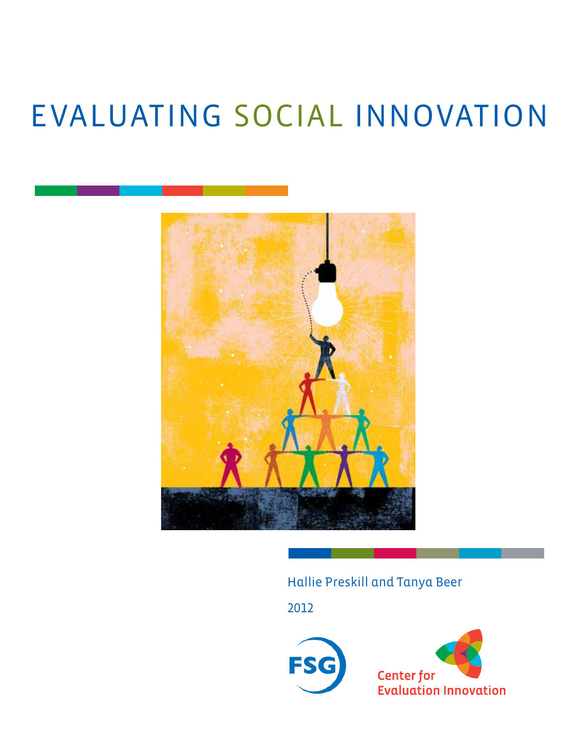# EVALUATING SOCIAL INNOVATION

Hallie Preskill and Tanya Beer

2012

FSG

Center for Evaluation Innovation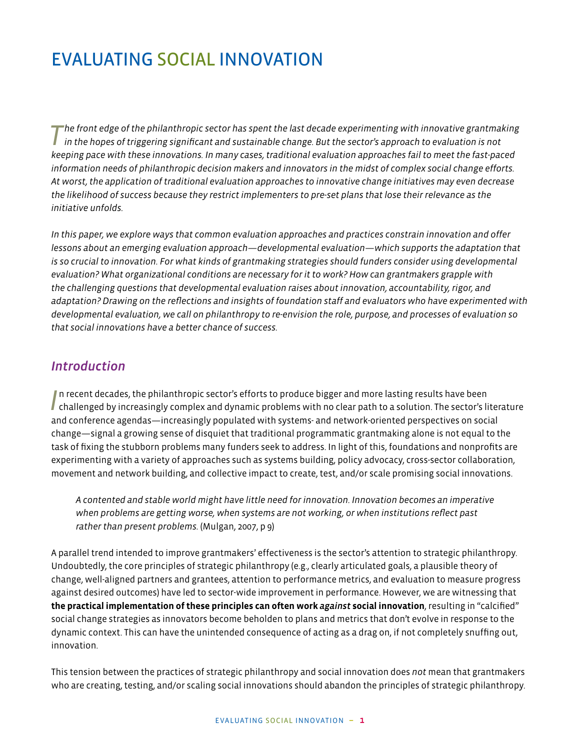# EVALUATING SOCIAL INNOVATION

*The front edge of the philanthropic sector has spent the last decade experimenting with innovative grantmaking in the hopes of triggering significant and sustainable change. But the sector's approach to evaluation is not keeping pace with these innovations. In many cases, traditional evaluation approaches fail to meet the fast-paced information needs of philanthropic decision makers and innovators in the midst of complex social change efforts. At worst, the application of traditional evaluation approaches to innovative change initiatives may even decrease the likelihood of success because they restrict implementers to pre-set plans that lose their relevance as the initiative unfolds.*

*In this paper, we explore ways that common evaluation approaches and practices constrain innovation and offer lessons about an emerging evaluation approach—developmental evaluation—which supports the adaptation that is so crucial to innovation. For what kinds of grantmaking strategies should funders consider using developmental evaluation? What organizational conditions are necessary for it to work? How can grantmakers grapple with the challenging questions that developmental evaluation raises about innovation, accountability, rigor, and adaptation? Drawing on the reflections and insights of foundation staff and evaluators who have experimented with developmental evaluation, we call on philanthropy to re-envision the role, purpose, and processes of evaluation so that social innovations have a better chance of success.*

## *Introduction*

In recent decades, the philanthropic sector's efforts to produce bigger and more lasting results have been challenged by increasingly complex and dynamic problems with no clear path to a solution. The sector's literature and conference agendas—increasingly populated with systems- and network-oriented perspectives on social change—signal a growing sense of disquiet that traditional programmatic grantmaking alone is not equal to the task of fixing the stubborn problems many funders seek to address. In light of this, foundations and nonprofits are experimenting with a variety of approaches such as systems building, policy advocacy, cross-sector collaboration, movement and network building, and collective impact to create, test, and/or scale promising social innovations.

> *A contented and stable world might have little need for innovation. Innovation becomes an imperative when problems are getting worse, when systems are not working, or when institutions reflect past rather than present problems.* (Mulgan, 2007, p 9)

A parallel trend intended to improve grantmakers' effectiveness is the sector's attention to strategic philanthropy. Undoubtedly, the core principles of strategic philanthropy (e.g., clearly articulated goals, a plausible theory of change, well-aligned partners and grantees, attention to performance metrics, and evaluation to measure progress against desired outcomes) have led to sector-wide improvement in performance. However, we are witnessing that **the practical implementation of these principles can often work *against* social innovation**, resulting in "calcified" social change strategies as innovators become beholden to plans and metrics that don't evolve in response to the dynamic context. This can have the unintended consequence of acting as a drag on, if not completely snuffing out, innovation.

This tension between the practices of strategic philanthropy and social innovation does *not* mean that grantmakers who are creating, testing, and/or scaling social innovations should abandon the principles of strategic philanthropy.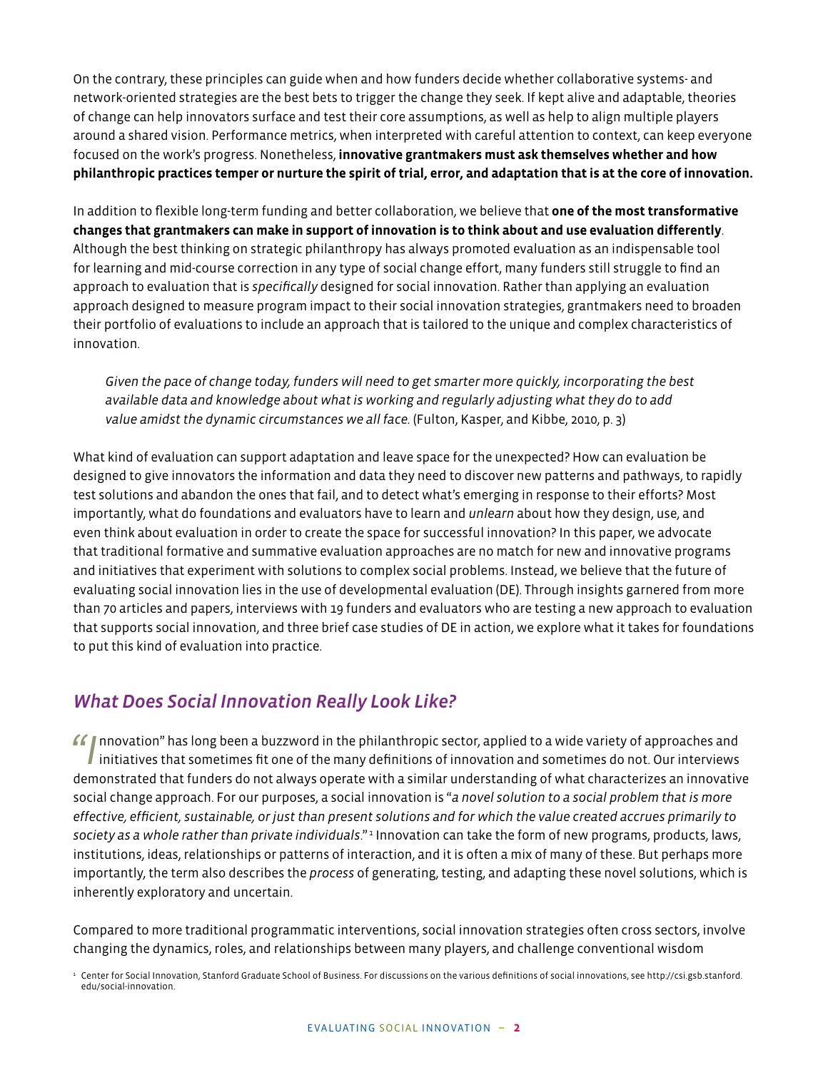On the contrary, these principles can guide when and how funders decide whether collaborative systems- and network-oriented strategies are the best bets to trigger the change they seek. If kept alive and adaptable, theories of change can help innovators surface and test their core assumptions, as well as help to align multiple players around a shared vision. Performance metrics, when interpreted with careful attention to context, can keep everyone focused on the work's progress. Nonetheless, **innovative grantmakers must ask themselves whether and how philanthropic practices temper or nurture the spirit of trial, error, and adaptation that is at the core of innovation.**

In addition to flexible long-term funding and better collaboration, we believe that **one of the most transformative changes that grantmakers can make in support of innovation is to think about and use evaluation differently**. Although the best thinking on strategic philanthropy has always promoted evaluation as an indispensable tool for learning and mid-course correction in any type of social change effort, many funders still struggle to find an approach to evaluation that is *specifically* designed for social innovation. Rather than applying an evaluation approach designed to measure program impact to their social innovation strategies, grantmakers need to broaden their portfolio of evaluations to include an approach that is tailored to the unique and complex characteristics of innovation.

> *Given the pace of change today, funders will need to get smarter more quickly, incorporating the best available data and knowledge about what is working and regularly adjusting what they do to add value amidst the dynamic circumstances we all face.* (Fulton, Kasper, and Kibbe, 2010, p. 3)

What kind of evaluation can support adaptation and leave space for the unexpected? How can evaluation be designed to give innovators the information and data they need to discover new patterns and pathways, to rapidly test solutions and abandon the ones that fail, and to detect what's emerging in response to their efforts? Most importantly, what do foundations and evaluators have to learn and *unlearn* about how they design, use, and even think about evaluation in order to create the space for successful innovation? In this paper, we advocate that traditional formative and summative evaluation approaches are no match for new and innovative programs and initiatives that experiment with solutions to complex social problems. Instead, we believe that the future of evaluating social innovation lies in the use of developmental evaluation (DE). Through insights garnered from more than 70 articles and papers, interviews with 19 funders and evaluators who are testing a new approach to evaluation that supports social innovation, and three brief case studies of DE in action, we explore what it takes for foundations to put this kind of evaluation into practice.

## *What Does Social Innovation Really Look Like?*

"Innovation" has long been a buzzword in the philanthropic sector, applied to a wide variety of approaches and initiatives that sometimes fit one of the many definitions of innovation and sometimes do not. Our interviews demonstrated that funders do not always operate with a similar understanding of what characterizes an innovative social change approach. For our purposes, a social innovation is "*a novel solution to a social problem that is more effective, efficient, sustainable, or just than present solutions and for which the value created accrues primarily to society as a whole rather than private individuals*."[1] Innovation can take the form of new programs, products, laws, institutions, ideas, relationships or patterns of interaction, and it is often a mix of many of these. But perhaps more importantly, the term also describes the *process* of generating, testing, and adapting these novel solutions, which is inherently exploratory and uncertain.

Compared to more traditional programmatic interventions, social innovation strategies often cross sectors, involve changing the dynamics, roles, and relationships between many players, and challenge conventional wisdom

[1] Center for Social Innovation, Stanford Graduate School of Business. For discussions on the various definitions of social innovations, see http://csi.gsb.stanford.edu/social-innovation.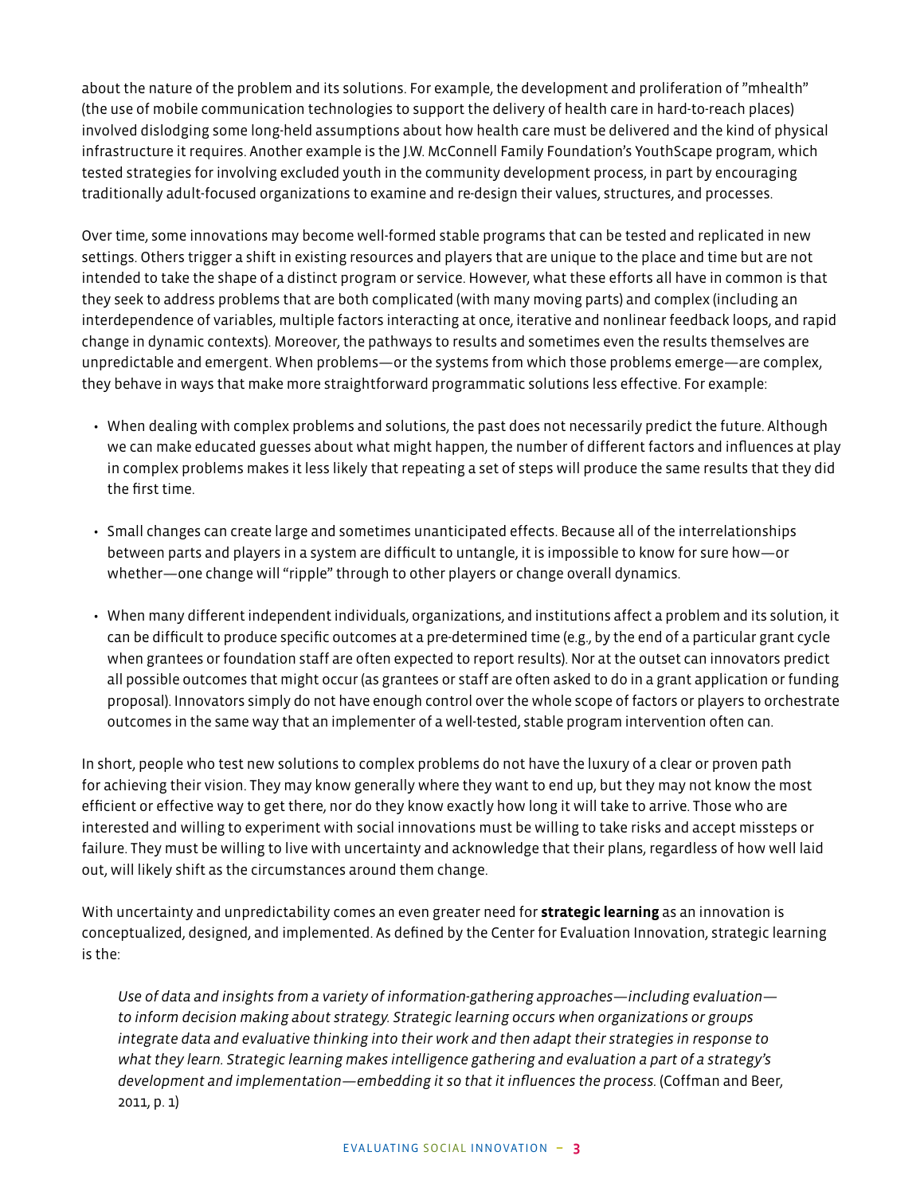about the nature of the problem and its solutions. For example, the development and proliferation of "mhealth" (the use of mobile communication technologies to support the delivery of health care in hard-to-reach places) involved dislodging some long-held assumptions about how health care must be delivered and the kind of physical infrastructure it requires. Another example is the J.W. McConnell Family Foundation's YouthScape program, which tested strategies for involving excluded youth in the community development process, in part by encouraging traditionally adult-focused organizations to examine and re-design their values, structures, and processes.

Over time, some innovations may become well-formed stable programs that can be tested and replicated in new settings. Others trigger a shift in existing resources and players that are unique to the place and time but are not intended to take the shape of a distinct program or service. However, what these efforts all have in common is that they seek to address problems that are both complicated (with many moving parts) and complex (including an interdependence of variables, multiple factors interacting at once, iterative and nonlinear feedback loops, and rapid change in dynamic contexts). Moreover, the pathways to results and sometimes even the results themselves are unpredictable and emergent. When problems—or the systems from which those problems emerge—are complex, they behave in ways that make more straightforward programmatic solutions less effective. For example:

- When dealing with complex problems and solutions, the past does not necessarily predict the future. Although we can make educated guesses about what might happen, the number of different factors and influences at play in complex problems makes it less likely that repeating a set of steps will produce the same results that they did the first time.
- Small changes can create large and sometimes unanticipated effects. Because all of the interrelationships between parts and players in a system are difficult to untangle, it is impossible to know for sure how—or whether—one change will "ripple" through to other players or change overall dynamics.
- When many different independent individuals, organizations, and institutions affect a problem and its solution, it can be difficult to produce specific outcomes at a pre-determined time (e.g., by the end of a particular grant cycle when grantees or foundation staff are often expected to report results). Nor at the outset can innovators predict all possible outcomes that might occur (as grantees or staff are often asked to do in a grant application or funding proposal). Innovators simply do not have enough control over the whole scope of factors or players to orchestrate outcomes in the same way that an implementer of a well-tested, stable program intervention often can.

In short, people who test new solutions to complex problems do not have the luxury of a clear or proven path for achieving their vision. They may know generally where they want to end up, but they may not know the most efficient or effective way to get there, nor do they know exactly how long it will take to arrive. Those who are interested and willing to experiment with social innovations must be willing to take risks and accept missteps or failure. They must be willing to live with uncertainty and acknowledge that their plans, regardless of how well laid out, will likely shift as the circumstances around them change.

With uncertainty and unpredictability comes an even greater need for **strategic learning** as an innovation is conceptualized, designed, and implemented. As defined by the Center for Evaluation Innovation, strategic learning is the:

> *Use of data and insights from a variety of information-gathering approaches—including evaluation—to inform decision making about strategy. Strategic learning occurs when organizations or groups integrate data and evaluative thinking into their work and then adapt their strategies in response to what they learn. Strategic learning makes intelligence gathering and evaluation a part of a strategy's development and implementation—embedding it so that it influences the process.* (Coffman and Beer, 2011, p. 1)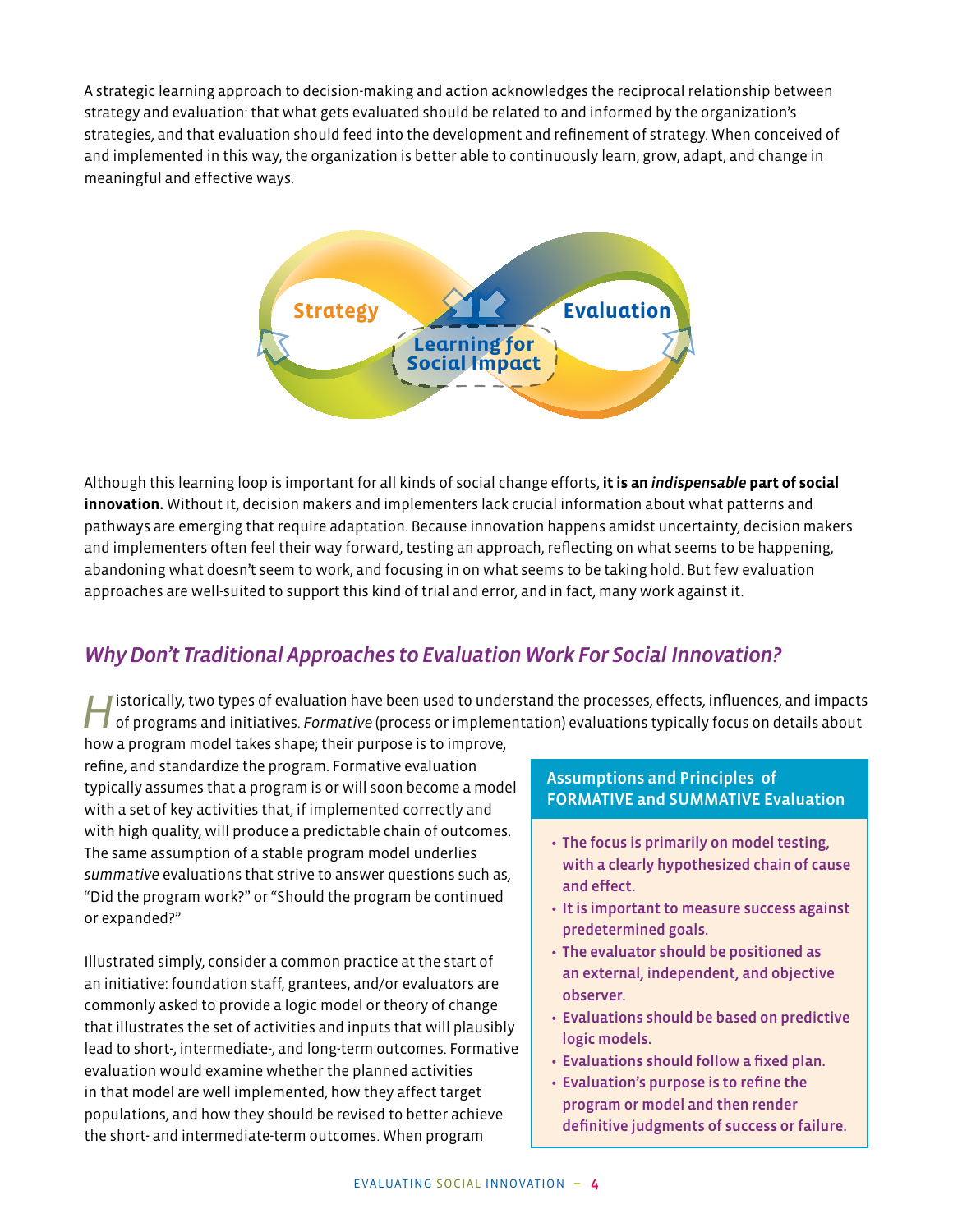A strategic learning approach to decision-making and action acknowledges the reciprocal relationship between strategy and evaluation: that what gets evaluated should be related to and informed by the organization's strategies, and that evaluation should feed into the development and refinement of strategy. When conceived of and implemented in this way, the organization is better able to continuously learn, grow, adapt, and change in meaningful and effective ways.

Strategy — Learning for Social Impact — Evaluation

Although this learning loop is important for all kinds of social change efforts, **it is an *indispensable* part of social innovation.** Without it, decision makers and implementers lack crucial information about what patterns and pathways are emerging that require adaptation. Because innovation happens amidst uncertainty, decision makers and implementers often feel their way forward, testing an approach, reflecting on what seems to be happening, abandoning what doesn't seem to work, and focusing in on what seems to be taking hold. But few evaluation approaches are well-suited to support this kind of trial and error, and in fact, many work against it.

## *Why Don't Traditional Approaches to Evaluation Work For Social Innovation?*

Historically, two types of evaluation have been used to understand the processes, effects, influences, and impacts of programs and initiatives. *Formative* (process or implementation) evaluations typically focus on details about how a program model takes shape; their purpose is to improve, refine, and standardize the program. Formative evaluation typically assumes that a program is or will soon become a model with a set of key activities that, if implemented correctly and with high quality, will produce a predictable chain of outcomes. The same assumption of a stable program model underlies *summative* evaluations that strive to answer questions such as, "Did the program work?" or "Should the program be continued or expanded?"

Illustrated simply, consider a common practice at the start of an initiative: foundation staff, grantees, and/or evaluators are commonly asked to provide a logic model or theory of change that illustrates the set of activities and inputs that will plausibly lead to short-, intermediate-, and long-term outcomes. Formative evaluation would examine whether the planned activities in that model are well implemented, how they affect target populations, and how they should be revised to better achieve the short- and intermediate-term outcomes. When program

> **Assumptions and Principles of FORMATIVE and SUMMATIVE Evaluation**
>
> - The focus is primarily on model testing, with a clearly hypothesized chain of cause and effect.
> - It is important to measure success against predetermined goals.
> - The evaluator should be positioned as an external, independent, and objective observer.
> - Evaluations should be based on predictive logic models.
> - Evaluations should follow a fixed plan.
> - Evaluation's purpose is to refine the program or model and then render definitive judgments of success or failure.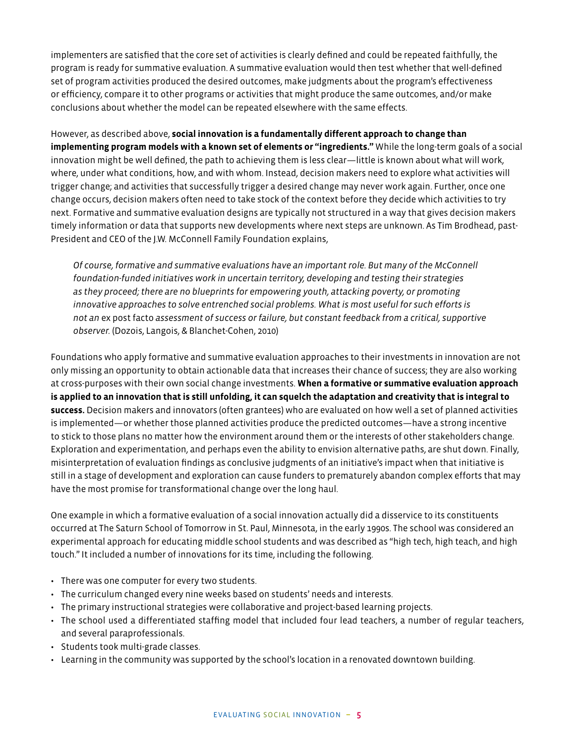implementers are satisfied that the core set of activities is clearly defined and could be repeated faithfully, the program is ready for summative evaluation. A summative evaluation would then test whether that well-defined set of program activities produced the desired outcomes, make judgments about the program's effectiveness or efficiency, compare it to other programs or activities that might produce the same outcomes, and/or make conclusions about whether the model can be repeated elsewhere with the same effects.

However, as described above, **social innovation is a fundamentally different approach to change than implementing program models with a known set of elements or "ingredients."** While the long-term goals of a social innovation might be well defined, the path to achieving them is less clear—little is known about what will work, where, under what conditions, how, and with whom. Instead, decision makers need to explore what activities will trigger change; and activities that successfully trigger a desired change may never work again. Further, once one change occurs, decision makers often need to take stock of the context before they decide which activities to try next. Formative and summative evaluation designs are typically not structured in a way that gives decision makers timely information or data that supports new developments where next steps are unknown. As Tim Brodhead, past-President and CEO of the J.W. McConnell Family Foundation explains,

> *Of course, formative and summative evaluations have an important role. But many of the McConnell foundation-funded initiatives work in uncertain territory, developing and testing their strategies as they proceed; there are no blueprints for empowering youth, attacking poverty, or promoting innovative approaches to solve entrenched social problems. What is most useful for such efforts is not an* ex post facto *assessment of success or failure, but constant feedback from a critical, supportive observer.* (Dozois, Langois, & Blanchet-Cohen, 2010)

Foundations who apply formative and summative evaluation approaches to their investments in innovation are not only missing an opportunity to obtain actionable data that increases their chance of success; they are also working at cross-purposes with their own social change investments. **When a formative or summative evaluation approach is applied to an innovation that is still unfolding, it can squelch the adaptation and creativity that is integral to success.** Decision makers and innovators (often grantees) who are evaluated on how well a set of planned activities is implemented—or whether those planned activities produce the predicted outcomes—have a strong incentive to stick to those plans no matter how the environment around them or the interests of other stakeholders change. Exploration and experimentation, and perhaps even the ability to envision alternative paths, are shut down. Finally, misinterpretation of evaluation findings as conclusive judgments of an initiative's impact when that initiative is still in a stage of development and exploration can cause funders to prematurely abandon complex efforts that may have the most promise for transformational change over the long haul.

One example in which a formative evaluation of a social innovation actually did a disservice to its constituents occurred at The Saturn School of Tomorrow in St. Paul, Minnesota, in the early 1990s. The school was considered an experimental approach for educating middle school students and was described as "high tech, high teach, and high touch." It included a number of innovations for its time, including the following.

- There was one computer for every two students.
- The curriculum changed every nine weeks based on students' needs and interests.
- The primary instructional strategies were collaborative and project-based learning projects.
- The school used a differentiated staffing model that included four lead teachers, a number of regular teachers, and several paraprofessionals.
- Students took multi-grade classes.
- Learning in the community was supported by the school's location in a renovated downtown building.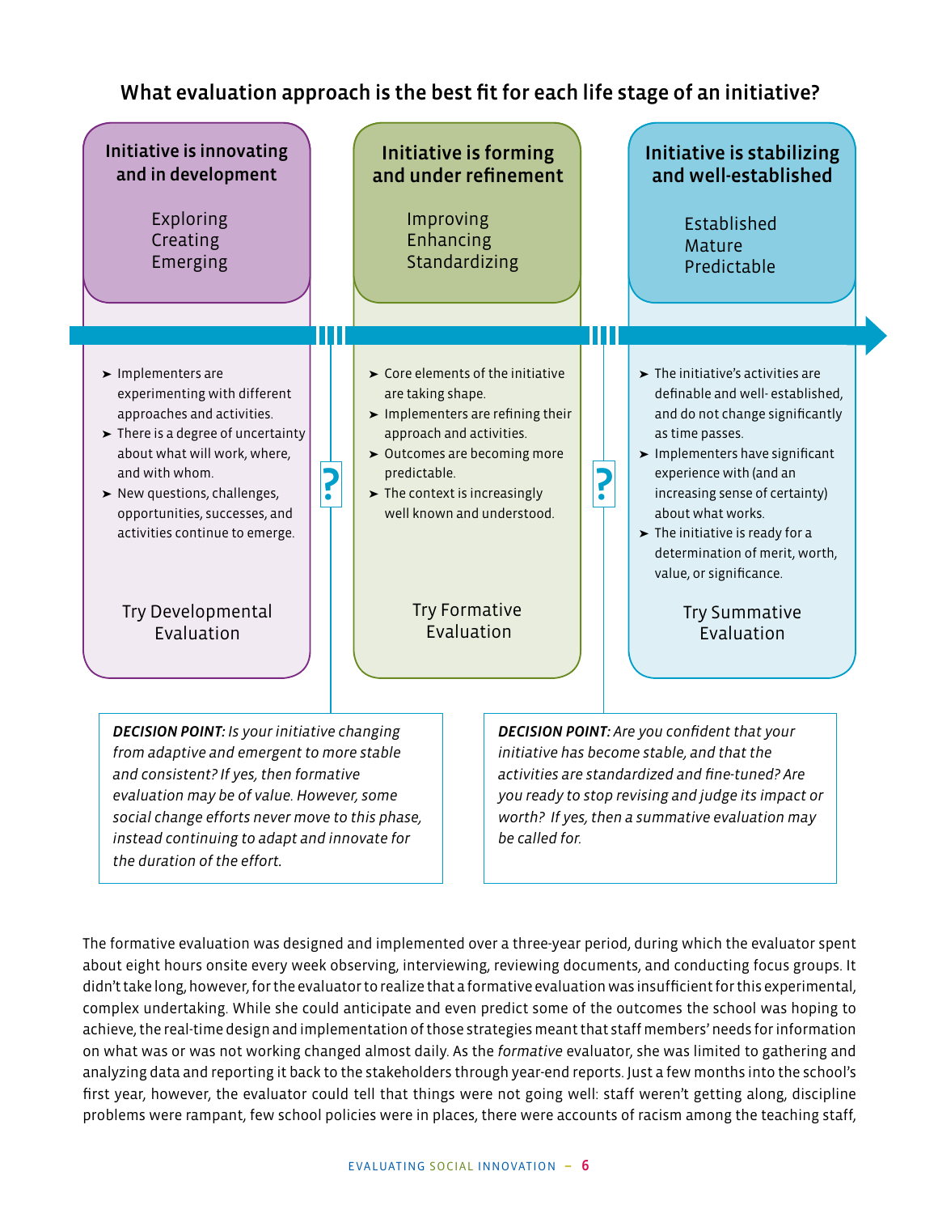### What evaluation approach is the best fit for each life stage of an initiative?

**Initiative is innovating and in development**

Exploring
Creating
Emerging

- Implementers are experimenting with different approaches and activities.
- There is a degree of uncertainty about what will work, where, and with whom.
- New questions, challenges, opportunities, successes, and activities continue to emerge.

Try Developmental Evaluation

**Initiative is forming and under refinement**

Improving
Enhancing
Standardizing

- Core elements of the initiative are taking shape.
- Implementers are refining their approach and activities.
- Outcomes are becoming more predictable.
- The context is increasingly well known and understood.

Try Formative Evaluation

**Initiative is stabilizing and well-established**

Established
Mature
Predictable

- The initiative's activities are definable and well- established, and do not change significantly as time passes.
- Implementers have significant experience with (and an increasing sense of certainty) about what works.
- The initiative is ready for a determination of merit, worth, value, or significance.

Try Summative Evaluation

***DECISION POINT:*** *Is your initiative changing from adaptive and emergent to more stable and consistent? If yes, then formative evaluation may be of value. However, some social change efforts never move to this phase, instead continuing to adapt and innovate for the duration of the effort.*

***DECISION POINT:*** *Are you confident that your initiative has become stable, and that the activities are standardized and fine-tuned? Are you ready to stop revising and judge its impact or worth? If yes, then a summative evaluation may be called for.*

The formative evaluation was designed and implemented over a three-year period, during which the evaluator spent about eight hours onsite every week observing, interviewing, reviewing documents, and conducting focus groups. It didn't take long, however, for the evaluator to realize that a formative evaluation was insufficient for this experimental, complex undertaking. While she could anticipate and even predict some of the outcomes the school was hoping to achieve, the real-time design and implementation of those strategies meant that staff members' needs for information on what was or was not working changed almost daily. As the *formative* evaluator, she was limited to gathering and analyzing data and reporting it back to the stakeholders through year-end reports. Just a few months into the school's first year, however, the evaluator could tell that things were not going well: staff weren't getting along, discipline problems were rampant, few school policies were in places, there were accounts of racism among the teaching staff,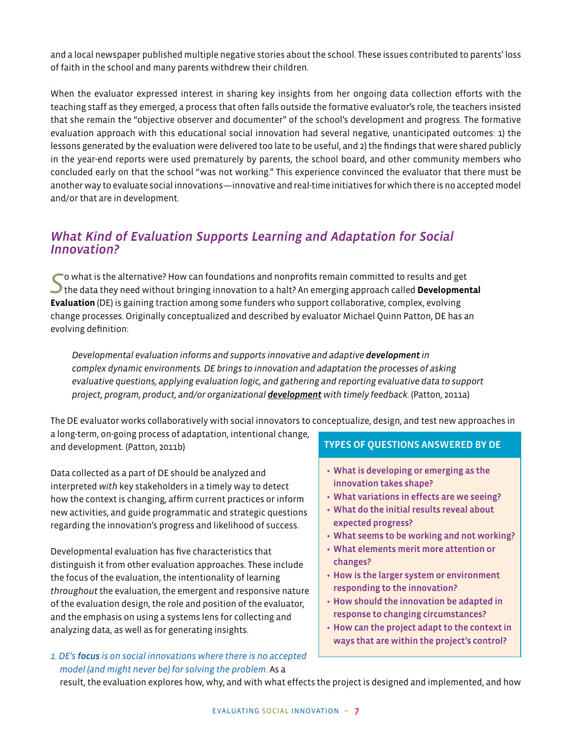and a local newspaper published multiple negative stories about the school. These issues contributed to parents' loss of faith in the school and many parents withdrew their children.

When the evaluator expressed interest in sharing key insights from her ongoing data collection efforts with the teaching staff as they emerged, a process that often falls outside the formative evaluator's role, the teachers insisted that she remain the "objective observer and documenter" of the school's development and progress. The formative evaluation approach with this educational social innovation had several negative, unanticipated outcomes: 1) the lessons generated by the evaluation were delivered too late to be useful, and 2) the findings that were shared publicly in the year-end reports were used prematurely by parents, the school board, and other community members who concluded early on that the school "was not working." This experience convinced the evaluator that there must be another way to evaluate social innovations—innovative and real-time initiatives for which there is no accepted model and/or that are in development.

## *What Kind of Evaluation Supports Learning and Adaptation for Social Innovation?*

So what is the alternative? How can foundations and nonprofits remain committed to results and get the data they need without bringing innovation to a halt? An emerging approach called **Developmental Evaluation** (DE) is gaining traction among some funders who support collaborative, complex, evolving change processes. Originally conceptualized and described by evaluator Michael Quinn Patton, DE has an evolving definition:

> *Developmental evaluation informs and supports innovative and adaptive* ***development*** *in complex dynamic environments. DE brings to innovation and adaptation the processes of asking evaluative questions, applying evaluation logic, and gathering and reporting evaluative data to support project, program, product, and/or organizational* ***development*** *with timely feedback.* (Patton, 2011a)

The DE evaluator works collaboratively with social innovators to conceptualize, design, and test new approaches in a long-term, on-going process of adaptation, intentional change, and development. (Patton, 2011b)

Data collected as a part of DE should be analyzed and interpreted *with* key stakeholders in a timely way to detect how the context is changing, affirm current practices or inform new activities, and guide programmatic and strategic questions regarding the innovation's progress and likelihood of success.

Developmental evaluation has five characteristics that distinguish it from other evaluation approaches. These include the focus of the evaluation, the intentionality of learning *throughout* the evaluation, the emergent and responsive nature of the evaluation design, the role and position of the evaluator, and the emphasis on using a systems lens for collecting and analyzing data, as well as for generating insights.

**TYPES OF QUESTIONS ANSWERED BY DE**

- **What is developing or emerging as the innovation takes shape?**
- **What variations in effects are we seeing?**
- **What do the initial results reveal about expected progress?**
- **What seems to be working and not working?**
- **What elements merit more attention or changes?**
- **How is the larger system or environment responding to the innovation?**
- **How should the innovation be adapted in response to changing circumstances?**
- **How can the project adapt to the context in ways that are within the project's control?**

1. *DE's* ***focus*** *is on social innovations where there is no accepted model (and might never be) for solving the problem.* As a result, the evaluation explores how, why, and with what effects the project is designed and implemented, and how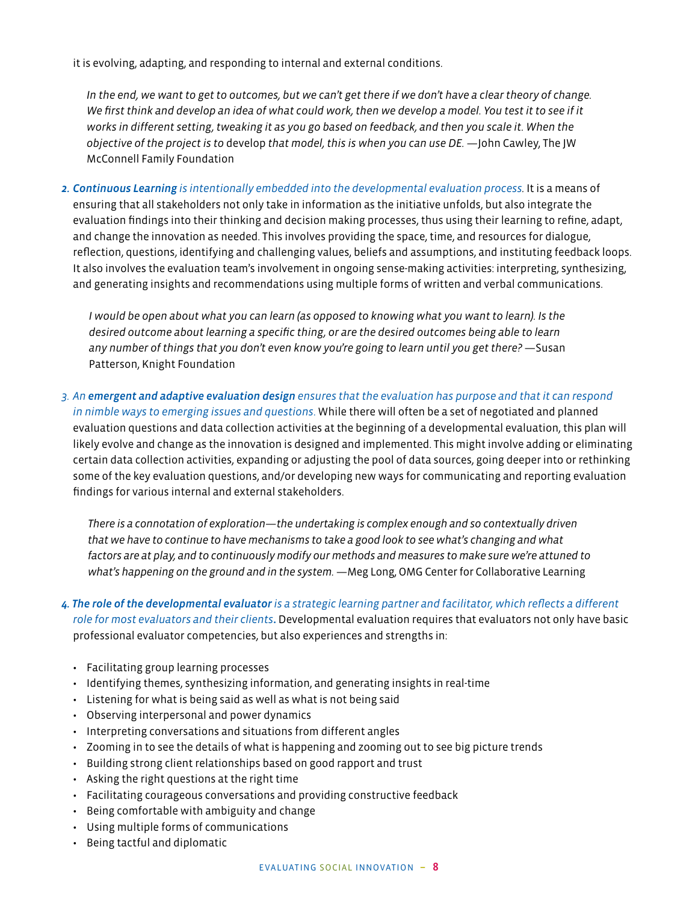it is evolving, adapting, and responding to internal and external conditions.

> *In the end, we want to get to outcomes, but we can't get there if we don't have a clear theory of change. We first think and develop an idea of what could work, then we develop a model. You test it to see if it works in different setting, tweaking it as you go based on feedback, and then you scale it. When the objective of the project is to* develop *that model, this is when you can use DE.* —John Cawley, The JW McConnell Family Foundation

2. ***Continuous Learning** is intentionally embedded into the developmental evaluation process.* It is a means of ensuring that all stakeholders not only take in information as the initiative unfolds, but also integrate the evaluation findings into their thinking and decision making processes, thus using their learning to refine, adapt, and change the innovation as needed. This involves providing the space, time, and resources for dialogue, reflection, questions, identifying and challenging values, beliefs and assumptions, and instituting feedback loops. It also involves the evaluation team's involvement in ongoing sense-making activities: interpreting, synthesizing, and generating insights and recommendations using multiple forms of written and verbal communications.

> *I would be open about what you can learn (as opposed to knowing what you want to learn). Is the desired outcome about learning a specific thing, or are the desired outcomes being able to learn any number of things that you don't even know you're going to learn until you get there?* —Susan Patterson, Knight Foundation

3. *An **emergent and adaptive evaluation design** ensures that the evaluation has purpose and that it can respond in nimble ways to emerging issues and questions.* While there will often be a set of negotiated and planned evaluation questions and data collection activities at the beginning of a developmental evaluation, this plan will likely evolve and change as the innovation is designed and implemented. This might involve adding or eliminating certain data collection activities, expanding or adjusting the pool of data sources, going deeper into or rethinking some of the key evaluation questions, and/or developing new ways for communicating and reporting evaluation findings for various internal and external stakeholders.

> *There is a connotation of exploration—the undertaking is complex enough and so contextually driven that we have to continue to have mechanisms to take a good look to see what's changing and what factors are at play, and to continuously modify our methods and measures to make sure we're attuned to what's happening on the ground and in the system.* —Meg Long, OMG Center for Collaborative Learning

4. ***The role of the developmental evaluator** is a strategic learning partner and facilitator, which reflects a different role for most evaluators and their clients.* Developmental evaluation requires that evaluators not only have basic professional evaluator competencies, but also experiences and strengths in:

   - Facilitating group learning processes
   - Identifying themes, synthesizing information, and generating insights in real-time
   - Listening for what is being said as well as what is not being said
   - Observing interpersonal and power dynamics
   - Interpreting conversations and situations from different angles
   - Zooming in to see the details of what is happening and zooming out to see big picture trends
   - Building strong client relationships based on good rapport and trust
   - Asking the right questions at the right time
   - Facilitating courageous conversations and providing constructive feedback
   - Being comfortable with ambiguity and change
   - Using multiple forms of communications
   - Being tactful and diplomatic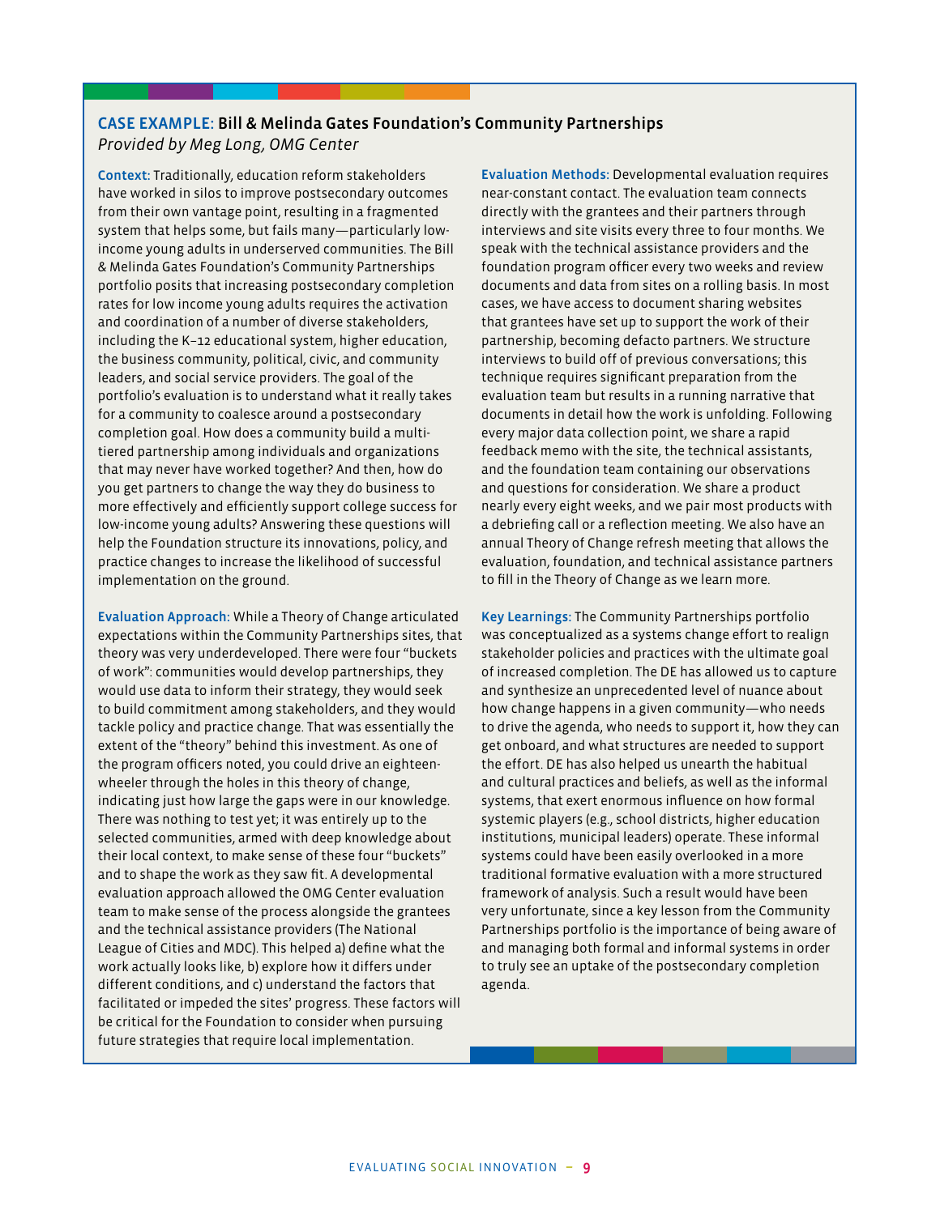## CASE EXAMPLE: Bill & Melinda Gates Foundation's Community Partnerships

*Provided by Meg Long, OMG Center*

**Context:** Traditionally, education reform stakeholders have worked in silos to improve postsecondary outcomes from their own vantage point, resulting in a fragmented system that helps some, but fails many—particularly low-income young adults in underserved communities. The Bill & Melinda Gates Foundation's Community Partnerships portfolio posits that increasing postsecondary completion rates for low income young adults requires the activation and coordination of a number of diverse stakeholders, including the K–12 educational system, higher education, the business community, political, civic, and community leaders, and social service providers. The goal of the portfolio's evaluation is to understand what it really takes for a community to coalesce around a postsecondary completion goal. How does a community build a multi-tiered partnership among individuals and organizations that may never have worked together? And then, how do you get partners to change the way they do business to more effectively and efficiently support college success for low-income young adults? Answering these questions will help the Foundation structure its innovations, policy, and practice changes to increase the likelihood of successful implementation on the ground.

**Evaluation Approach:** While a Theory of Change articulated expectations within the Community Partnerships sites, that theory was very underdeveloped. There were four "buckets of work": communities would develop partnerships, they would use data to inform their strategy, they would seek to build commitment among stakeholders, and they would tackle policy and practice change. That was essentially the extent of the "theory" behind this investment. As one of the program officers noted, you could drive an eighteen-wheeler through the holes in this theory of change, indicating just how large the gaps were in our knowledge. There was nothing to test yet; it was entirely up to the selected communities, armed with deep knowledge about their local context, to make sense of these four "buckets" and to shape the work as they saw fit. A developmental evaluation approach allowed the OMG Center evaluation team to make sense of the process alongside the grantees and the technical assistance providers (The National League of Cities and MDC). This helped a) define what the work actually looks like, b) explore how it differs under different conditions, and c) understand the factors that facilitated or impeded the sites' progress. These factors will be critical for the Foundation to consider when pursuing future strategies that require local implementation.

**Evaluation Methods:** Developmental evaluation requires near-constant contact. The evaluation team connects directly with the grantees and their partners through interviews and site visits every three to four months. We speak with the technical assistance providers and the foundation program officer every two weeks and review documents and data from sites on a rolling basis. In most cases, we have access to document sharing websites that grantees have set up to support the work of their partnership, becoming defacto partners. We structure interviews to build off of previous conversations; this technique requires significant preparation from the evaluation team but results in a running narrative that documents in detail how the work is unfolding. Following every major data collection point, we share a rapid feedback memo with the site, the technical assistants, and the foundation team containing our observations and questions for consideration. We share a product nearly every eight weeks, and we pair most products with a debriefing call or a reflection meeting. We also have an annual Theory of Change refresh meeting that allows the evaluation, foundation, and technical assistance partners to fill in the Theory of Change as we learn more.

**Key Learnings:** The Community Partnerships portfolio was conceptualized as a systems change effort to realign stakeholder policies and practices with the ultimate goal of increased completion. The DE has allowed us to capture and synthesize an unprecedented level of nuance about how change happens in a given community—who needs to drive the agenda, who needs to support it, how they can get onboard, and what structures are needed to support the effort. DE has also helped us unearth the habitual and cultural practices and beliefs, as well as the informal systems, that exert enormous influence on how formal systemic players (e.g., school districts, higher education institutions, municipal leaders) operate. These informal systems could have been easily overlooked in a more traditional formative evaluation with a more structured framework of analysis. Such a result would have been very unfortunate, since a key lesson from the Community Partnerships portfolio is the importance of being aware of and managing both formal and informal systems in order to truly see an uptake of the postsecondary completion agenda.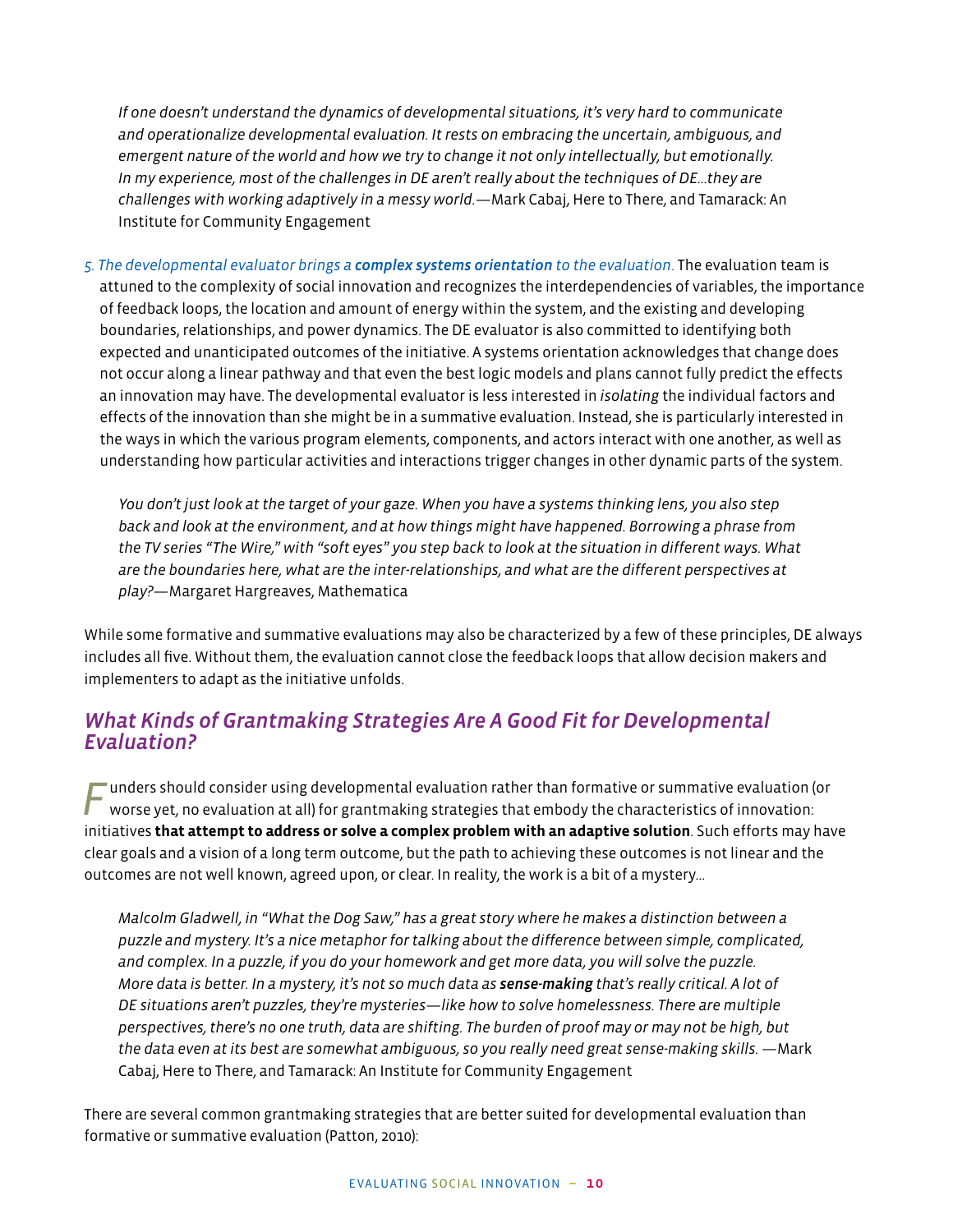*If one doesn't understand the dynamics of developmental situations, it's very hard to communicate and operationalize developmental evaluation. It rests on embracing the uncertain, ambiguous, and emergent nature of the world and how we try to change it not only intellectually, but emotionally. In my experience, most of the challenges in DE aren't really about the techniques of DE…they are challenges with working adaptively in a messy world.*—Mark Cabaj, Here to There, and Tamarack: An Institute for Community Engagement

5. *The developmental evaluator brings a **complex systems orientation** to the evaluation.* The evaluation team is attuned to the complexity of social innovation and recognizes the interdependencies of variables, the importance of feedback loops, the location and amount of energy within the system, and the existing and developing boundaries, relationships, and power dynamics. The DE evaluator is also committed to identifying both expected and unanticipated outcomes of the initiative. A systems orientation acknowledges that change does not occur along a linear pathway and that even the best logic models and plans cannot fully predict the effects an innovation may have. The developmental evaluator is less interested in *isolating* the individual factors and effects of the innovation than she might be in a summative evaluation. Instead, she is particularly interested in the ways in which the various program elements, components, and actors interact with one another, as well as understanding how particular activities and interactions trigger changes in other dynamic parts of the system.

*You don't just look at the target of your gaze. When you have a systems thinking lens, you also step back and look at the environment, and at how things might have happened. Borrowing a phrase from the TV series "The Wire," with "soft eyes" you step back to look at the situation in different ways. What are the boundaries here, what are the inter-relationships, and what are the different perspectives at play?*—Margaret Hargreaves, Mathematica

While some formative and summative evaluations may also be characterized by a few of these principles, DE always includes all five. Without them, the evaluation cannot close the feedback loops that allow decision makers and implementers to adapt as the initiative unfolds.

## What Kinds of Grantmaking Strategies Are A Good Fit for Developmental Evaluation?

Funders should consider using developmental evaluation rather than formative or summative evaluation (or worse yet, no evaluation at all) for grantmaking strategies that embody the characteristics of innovation: initiatives **that attempt to address or solve a complex problem with an adaptive solution**. Such efforts may have clear goals and a vision of a long term outcome, but the path to achieving these outcomes is not linear and the outcomes are not well known, agreed upon, or clear. In reality, the work is a bit of a mystery…

*Malcolm Gladwell, in "What the Dog Saw," has a great story where he makes a distinction between a puzzle and mystery. It's a nice metaphor for talking about the difference between simple, complicated, and complex. In a puzzle, if you do your homework and get more data, you will solve the puzzle. More data is better. In a mystery, it's not so much data as **sense-making** that's really critical. A lot of DE situations aren't puzzles, they're mysteries—like how to solve homelessness. There are multiple perspectives, there's no one truth, data are shifting. The burden of proof may or may not be high, but the data even at its best are somewhat ambiguous, so you really need great sense-making skills.* —Mark Cabaj, Here to There, and Tamarack: An Institute for Community Engagement

There are several common grantmaking strategies that are better suited for developmental evaluation than formative or summative evaluation (Patton, 2010):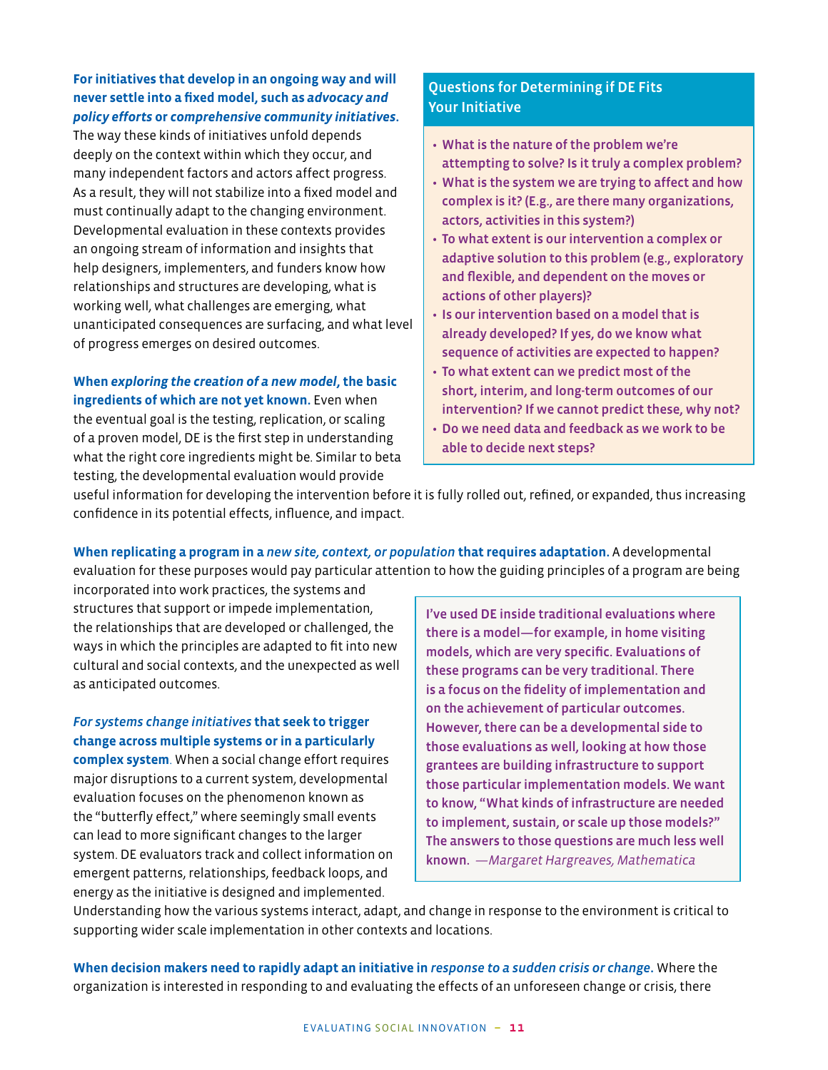**For initiatives that develop in an ongoing way and will never settle into a fixed model, such as *advocacy and policy efforts* or *comprehensive community initiatives*.** The way these kinds of initiatives unfold depends deeply on the context within which they occur, and many independent factors and actors affect progress. As a result, they will not stabilize into a fixed model and must continually adapt to the changing environment. Developmental evaluation in these contexts provides an ongoing stream of information and insights that help designers, implementers, and funders know how relationships and structures are developing, what is working well, what challenges are emerging, what unanticipated consequences are surfacing, and what level of progress emerges on desired outcomes.

**When *exploring the creation of a new model*, the basic ingredients of which are not yet known.** Even when the eventual goal is the testing, replication, or scaling of a proven model, DE is the first step in understanding what the right core ingredients might be. Similar to beta testing, the developmental evaluation would provide useful information for developing the intervention before it is fully rolled out, refined, or expanded, thus increasing confidence in its potential effects, influence, and impact.

### Questions for Determining if DE Fits Your Initiative

- What is the nature of the problem we're attempting to solve? Is it truly a complex problem?
- What is the system we are trying to affect and how complex is it? (E.g., are there many organizations, actors, activities in this system?)
- To what extent is our intervention a complex or adaptive solution to this problem (e.g., exploratory and flexible, and dependent on the moves or actions of other players)?
- Is our intervention based on a model that is already developed? If yes, do we know what sequence of activities are expected to happen?
- To what extent can we predict most of the short, interim, and long-term outcomes of our intervention? If we cannot predict these, why not?
- Do we need data and feedback as we work to be able to decide next steps?

**When replicating a program in a *new site, context, or population* that requires adaptation.** A developmental evaluation for these purposes would pay particular attention to how the guiding principles of a program are being incorporated into work practices, the systems and structures that support or impede implementation, the relationships that are developed or challenged, the ways in which the principles are adapted to fit into new cultural and social contexts, and the unexpected as well as anticipated outcomes.

> I've used DE inside traditional evaluations where there is a model—for example, in home visiting models, which are very specific. Evaluations of these programs can be very traditional. There is a focus on the fidelity of implementation and on the achievement of particular outcomes. However, there can be a developmental side to those evaluations as well, looking at how those grantees are building infrastructure to support those particular implementation models. We want to know, "What kinds of infrastructure are needed to implement, sustain, or scale up those models?" The answers to those questions are much less well known. *—Margaret Hargreaves, Mathematica*

***For systems change initiatives* that seek to trigger change across multiple systems or in a particularly complex system.** When a social change effort requires major disruptions to a current system, developmental evaluation focuses on the phenomenon known as the "butterfly effect," where seemingly small events can lead to more significant changes to the larger system. DE evaluators track and collect information on emergent patterns, relationships, feedback loops, and energy as the initiative is designed and implemented. Understanding how the various systems interact, adapt, and change in response to the environment is critical to supporting wider scale implementation in other contexts and locations.

**When decision makers need to rapidly adapt an initiative in *response to a sudden crisis or change*.** Where the organization is interested in responding to and evaluating the effects of an unforeseen change or crisis, there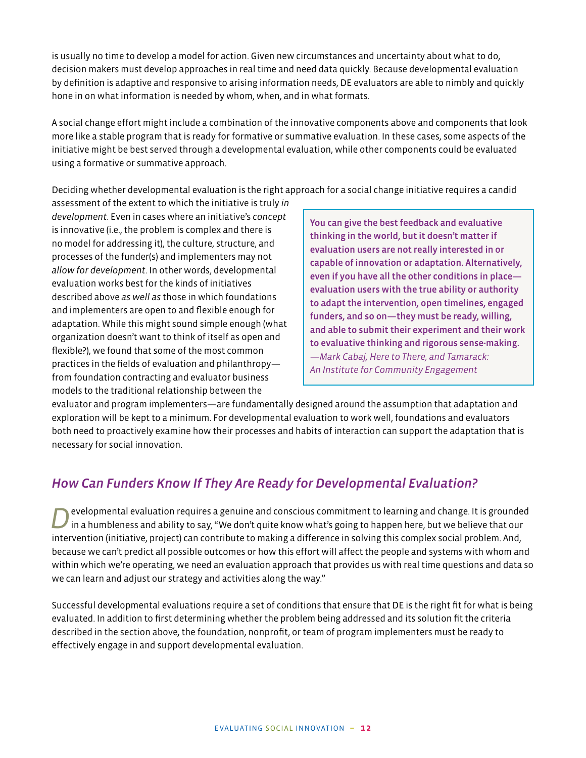is usually no time to develop a model for action. Given new circumstances and uncertainty about what to do, decision makers must develop approaches in real time and need data quickly. Because developmental evaluation by definition is adaptive and responsive to arising information needs, DE evaluators are able to nimbly and quickly hone in on what information is needed by whom, when, and in what formats.

A social change effort might include a combination of the innovative components above and components that look more like a stable program that is ready for formative or summative evaluation. In these cases, some aspects of the initiative might be best served through a developmental evaluation, while other components could be evaluated using a formative or summative approach.

Deciding whether developmental evaluation is the right approach for a social change initiative requires a candid assessment of the extent to which the initiative is truly *in development*. Even in cases where an initiative's *concept* is innovative (i.e., the problem is complex and there is no model for addressing it), the culture, structure, and processes of the funder(s) and implementers may not *allow for development*. In other words, developmental evaluation works best for the kinds of initiatives described above *as well as* those in which foundations and implementers are open to and flexible enough for adaptation. While this might sound simple enough (what organization doesn't want to think of itself as open and flexible?), we found that some of the most common practices in the fields of evaluation and philanthropy—from foundation contracting and evaluator business models to the traditional relationship between the evaluator and program implementers—are fundamentally designed around the assumption that adaptation and exploration will be kept to a minimum. For developmental evaluation to work well, foundations and evaluators both need to proactively examine how their processes and habits of interaction can support the adaptation that is necessary for social innovation.

> **You can give the best feedback and evaluative thinking in the world, but it doesn't matter if evaluation users are not really interested in or capable of innovation or adaptation. Alternatively, even if you have all the other conditions in place—evaluation users with the true ability or authority to adapt the intervention, open timelines, engaged funders, and so on—they must be ready, willing, and able to submit their experiment and their work to evaluative thinking and rigorous sense-making.**
> *—Mark Cabaj, Here to There, and Tamarack: An Institute for Community Engagement*

## *How Can Funders Know If They Are Ready for Developmental Evaluation?*

Developmental evaluation requires a genuine and conscious commitment to learning and change. It is grounded in a humbleness and ability to say, "We don't quite know what's going to happen here, but we believe that our intervention (initiative, project) can contribute to making a difference in solving this complex social problem. And, because we can't predict all possible outcomes or how this effort will affect the people and systems with whom and within which we're operating, we need an evaluation approach that provides us with real time questions and data so we can learn and adjust our strategy and activities along the way."

Successful developmental evaluations require a set of conditions that ensure that DE is the right fit for what is being evaluated. In addition to first determining whether the problem being addressed and its solution fit the criteria described in the section above, the foundation, nonprofit, or team of program implementers must be ready to effectively engage in and support developmental evaluation.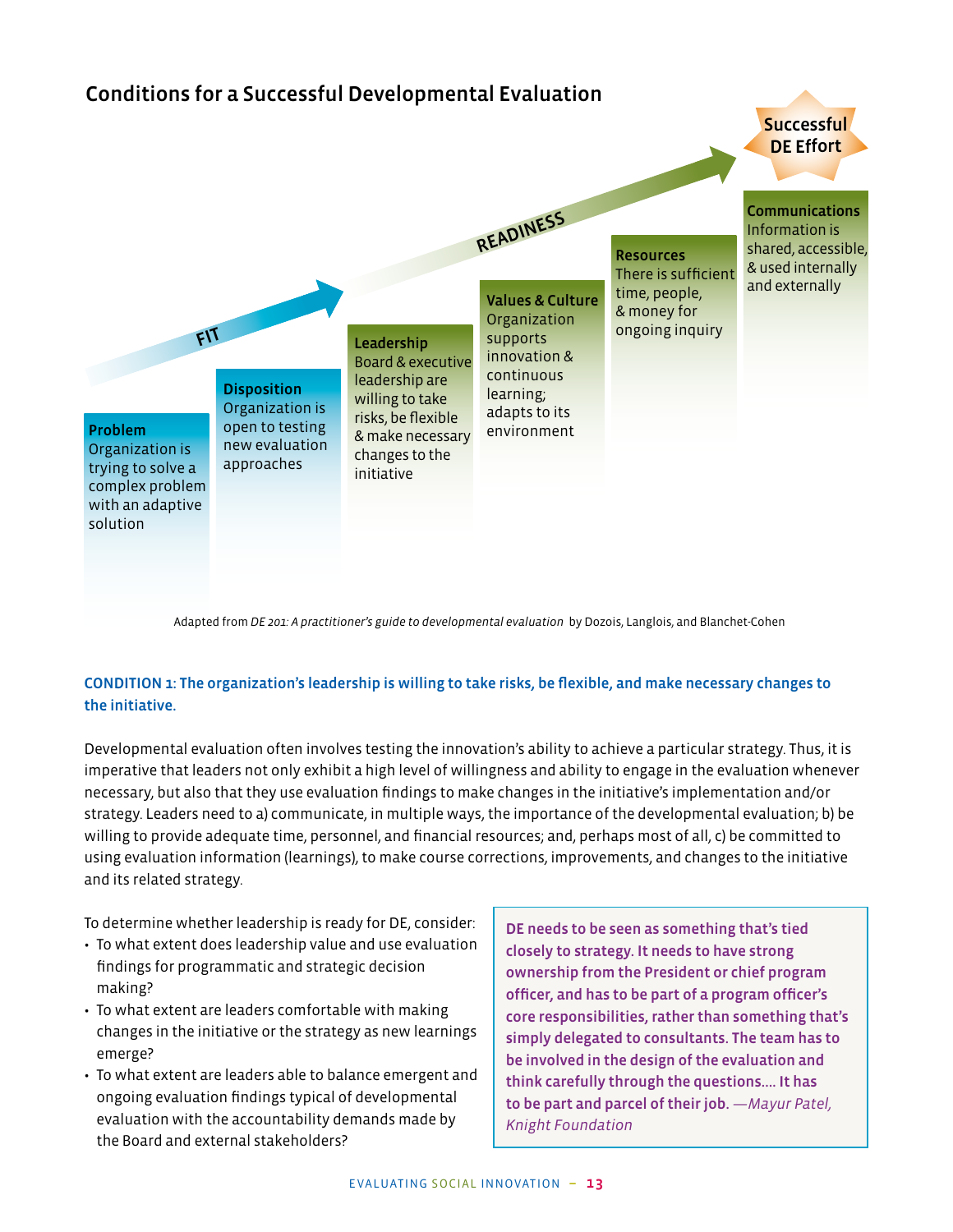## Conditions for a Successful Developmental Evaluation

FIT

READINESS

**Problem**
Organization is trying to solve a complex problem with an adaptive solution

**Disposition**
Organization is open to testing new evaluation approaches

**Leadership**
Board & executive leadership are willing to take risks, be flexible & make necessary changes to the initiative

**Values & Culture**
Organization supports innovation & continuous learning; adapts to its environment

**Resources**
There is sufficient time, people, & money for ongoing inquiry

**Communications**
Information is shared, accessible, & used internally and externally

**Successful DE Effort**

Adapted from *DE 201: A practitioner's guide to developmental evaluation* by Dozois, Langlois, and Blanchet-Cohen

### CONDITION 1: The organization's leadership is willing to take risks, be flexible, and make necessary changes to the initiative.

Developmental evaluation often involves testing the innovation's ability to achieve a particular strategy. Thus, it is imperative that leaders not only exhibit a high level of willingness and ability to engage in the evaluation whenever necessary, but also that they use evaluation findings to make changes in the initiative's implementation and/or strategy. Leaders need to a) communicate, in multiple ways, the importance of the developmental evaluation; b) be willing to provide adequate time, personnel, and financial resources; and, perhaps most of all, c) be committed to using evaluation information (learnings), to make course corrections, improvements, and changes to the initiative and its related strategy.

To determine whether leadership is ready for DE, consider:

- To what extent does leadership value and use evaluation findings for programmatic and strategic decision making?
- To what extent are leaders comfortable with making changes in the initiative or the strategy as new learnings emerge?
- To what extent are leaders able to balance emergent and ongoing evaluation findings typical of developmental evaluation with the accountability demands made by the Board and external stakeholders?

> **DE needs to be seen as something that's tied closely to strategy. It needs to have strong ownership from the President or chief program officer, and has to be part of a program officer's core responsibilities, rather than something that's simply delegated to consultants. The team has to be involved in the design of the evaluation and think carefully through the questions.... It has to be part and parcel of their job.** *—Mayur Patel, Knight Foundation*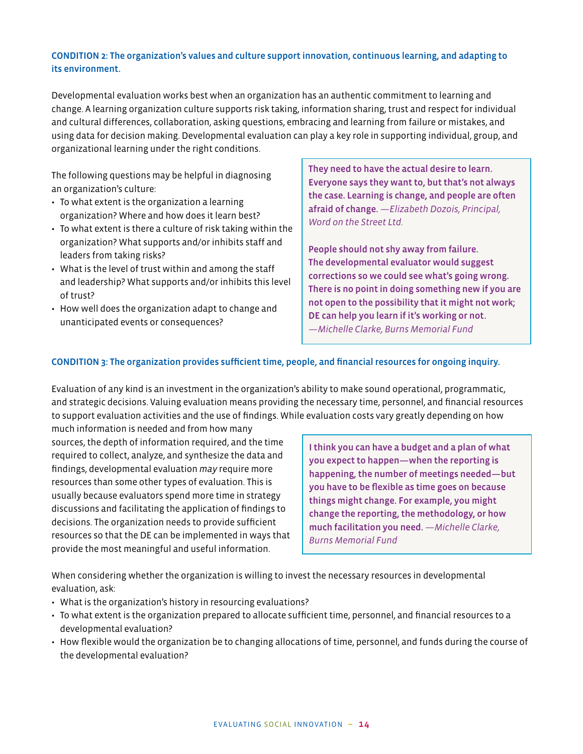**CONDITION 2: The organization's values and culture support innovation, continuous learning, and adapting to its environment.**

Developmental evaluation works best when an organization has an authentic commitment to learning and change. A learning organization culture supports risk taking, information sharing, trust and respect for individual and cultural differences, collaboration, asking questions, embracing and learning from failure or mistakes, and using data for decision making. Developmental evaluation can play a key role in supporting individual, group, and organizational learning under the right conditions.

The following questions may be helpful in diagnosing an organization's culture:

- To what extent is the organization a learning organization? Where and how does it learn best?
- To what extent is there a culture of risk taking within the organization? What supports and/or inhibits staff and leaders from taking risks?
- What is the level of trust within and among the staff and leadership? What supports and/or inhibits this level of trust?
- How well does the organization adapt to change and unanticipated events or consequences?

> **They need to have the actual desire to learn. Everyone says they want to, but that's not always the case. Learning is change, and people are often afraid of change.** *—Elizabeth Dozois, Principal, Word on the Street Ltd.*
>
> **People should not shy away from failure. The developmental evaluator would suggest corrections so we could see what's going wrong. There is no point in doing something new if you are not open to the possibility that it might not work; DE can help you learn if it's working or not.** *—Michelle Clarke, Burns Memorial Fund*

**CONDITION 3: The organization provides sufficient time, people, and financial resources for ongoing inquiry.**

Evaluation of any kind is an investment in the organization's ability to make sound operational, programmatic, and strategic decisions. Valuing evaluation means providing the necessary time, personnel, and financial resources to support evaluation activities and the use of findings. While evaluation costs vary greatly depending on how much information is needed and from how many sources, the depth of information required, and the time required to collect, analyze, and synthesize the data and findings, developmental evaluation *may* require more resources than some other types of evaluation. This is usually because evaluators spend more time in strategy discussions and facilitating the application of findings to decisions. The organization needs to provide sufficient resources so that the DE can be implemented in ways that provide the most meaningful and useful information.

> **I think you can have a budget and a plan of what you expect to happen—when the reporting is happening, the number of meetings needed—but you have to be flexible as time goes on because things might change. For example, you might change the reporting, the methodology, or how much facilitation you need.** *—Michelle Clarke, Burns Memorial Fund*

When considering whether the organization is willing to invest the necessary resources in developmental evaluation, ask:

- What is the organization's history in resourcing evaluations?
- To what extent is the organization prepared to allocate sufficient time, personnel, and financial resources to a developmental evaluation?
- How flexible would the organization be to changing allocations of time, personnel, and funds during the course of the developmental evaluation?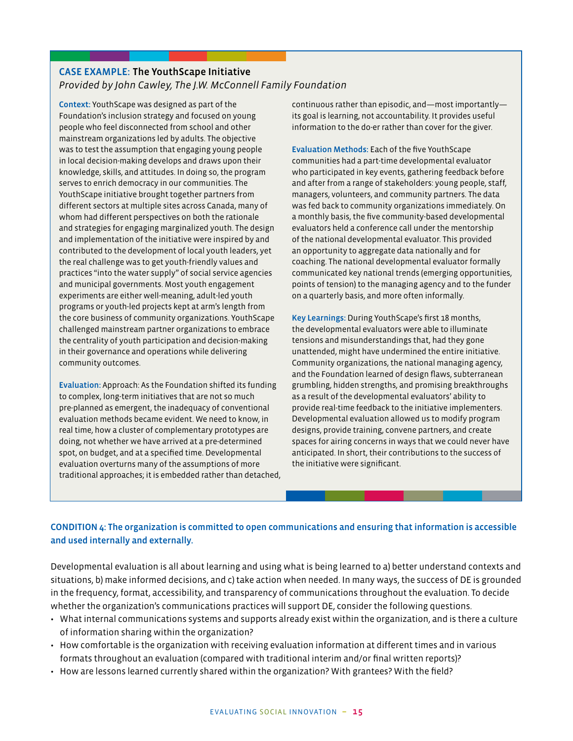### CASE EXAMPLE: The YouthScape Initiative

*Provided by John Cawley, The J.W. McConnell Family Foundation*

**Context:** YouthScape was designed as part of the Foundation's inclusion strategy and focused on young people who feel disconnected from school and other mainstream organizations led by adults. The objective was to test the assumption that engaging young people in local decision-making develops and draws upon their knowledge, skills, and attitudes. In doing so, the program serves to enrich democracy in our communities. The YouthScape initiative brought together partners from different sectors at multiple sites across Canada, many of whom had different perspectives on both the rationale and strategies for engaging marginalized youth. The design and implementation of the initiative were inspired by and contributed to the development of local youth leaders, yet the real challenge was to get youth-friendly values and practices "into the water supply" of social service agencies and municipal governments. Most youth engagement experiments are either well-meaning, adult-led youth programs or youth-led projects kept at arm's length from the core business of community organizations. YouthScape challenged mainstream partner organizations to embrace the centrality of youth participation and decision-making in their governance and operations while delivering community outcomes.

**Evaluation:** Approach: As the Foundation shifted its funding to complex, long-term initiatives that are not so much pre-planned as emergent, the inadequacy of conventional evaluation methods became evident. We need to know, in real time, how a cluster of complementary prototypes are doing, not whether we have arrived at a pre-determined spot, on budget, and at a specified time. Developmental evaluation overturns many of the assumptions of more traditional approaches; it is embedded rather than detached, continuous rather than episodic, and—most importantly—its goal is learning, not accountability. It provides useful information to the do-er rather than cover for the giver.

**Evaluation Methods:** Each of the five YouthScape communities had a part-time developmental evaluator who participated in key events, gathering feedback before and after from a range of stakeholders: young people, staff, managers, volunteers, and community partners. The data was fed back to community organizations immediately. On a monthly basis, the five community-based developmental evaluators held a conference call under the mentorship of the national developmental evaluator. This provided an opportunity to aggregate data nationally and for coaching. The national developmental evaluator formally communicated key national trends (emerging opportunities, points of tension) to the managing agency and to the funder on a quarterly basis, and more often informally.

**Key Learnings:** During YouthScape's first 18 months, the developmental evaluators were able to illuminate tensions and misunderstandings that, had they gone unattended, might have undermined the entire initiative. Community organizations, the national managing agency, and the Foundation learned of design flaws, subterranean grumbling, hidden strengths, and promising breakthroughs as a result of the developmental evaluators' ability to provide real-time feedback to the initiative implementers. Developmental evaluation allowed us to modify program designs, provide training, convene partners, and create spaces for airing concerns in ways that we could never have anticipated. In short, their contributions to the success of the initiative were significant.

### CONDITION 4: The organization is committed to open communications and ensuring that information is accessible and used internally and externally.

Developmental evaluation is all about learning and using what is being learned to a) better understand contexts and situations, b) make informed decisions, and c) take action when needed. In many ways, the success of DE is grounded in the frequency, format, accessibility, and transparency of communications throughout the evaluation. To decide whether the organization's communications practices will support DE, consider the following questions.

- What internal communications systems and supports already exist within the organization, and is there a culture of information sharing within the organization?
- How comfortable is the organization with receiving evaluation information at different times and in various formats throughout an evaluation (compared with traditional interim and/or final written reports)?
- How are lessons learned currently shared within the organization? With grantees? With the field?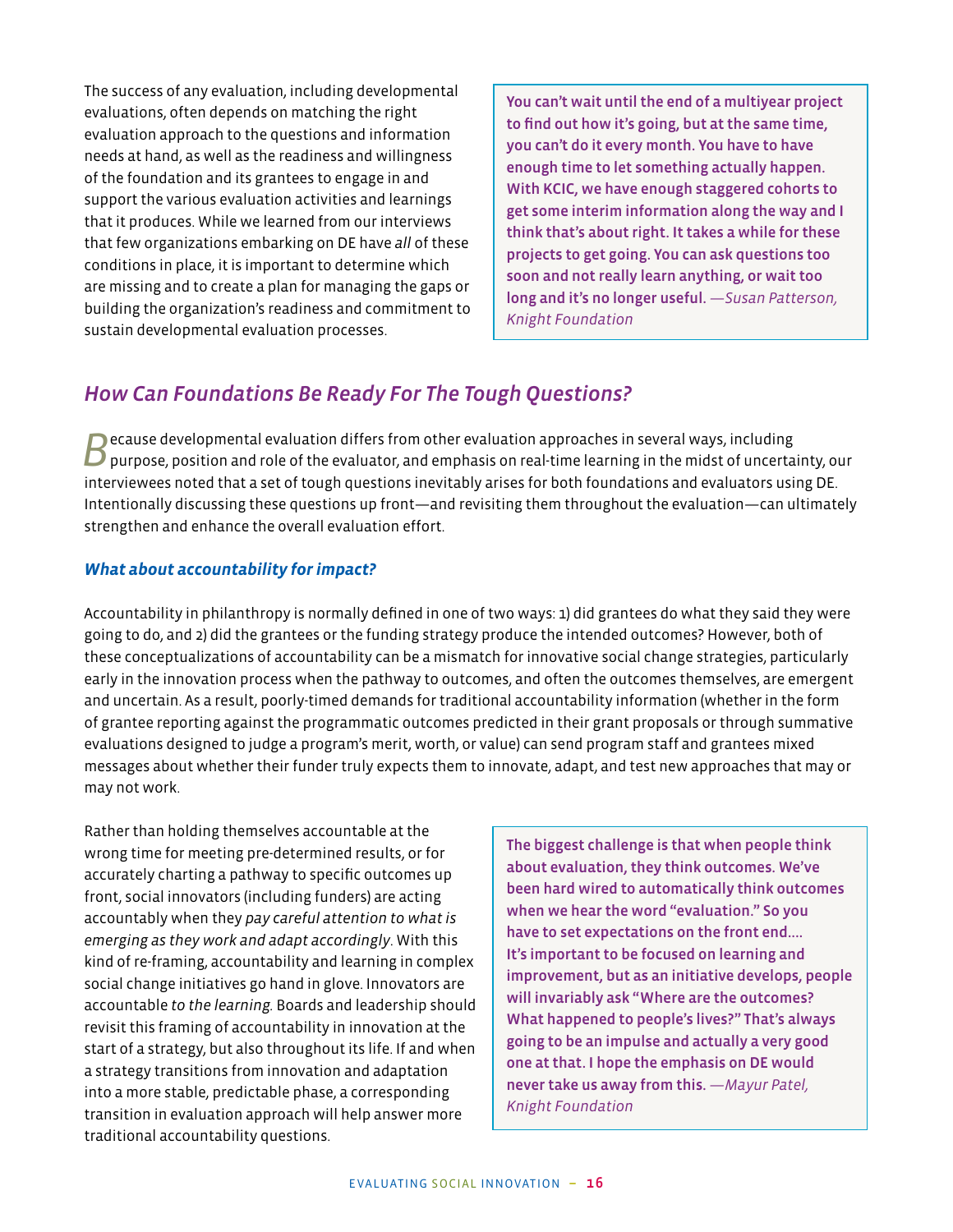The success of any evaluation, including developmental evaluations, often depends on matching the right evaluation approach to the questions and information needs at hand, as well as the readiness and willingness of the foundation and its grantees to engage in and support the various evaluation activities and learnings that it produces. While we learned from our interviews that few organizations embarking on DE have *all* of these conditions in place, it is important to determine which are missing and to create a plan for managing the gaps or building the organization's readiness and commitment to sustain developmental evaluation processes.

> **You can't wait until the end of a multiyear project to find out how it's going, but at the same time, you can't do it every month. You have to have enough time to let something actually happen. With KCIC, we have enough staggered cohorts to get some interim information along the way and I think that's about right. It takes a while for these projects to get going. You can ask questions too soon and not really learn anything, or wait too long and it's no longer useful.** *—Susan Patterson, Knight Foundation*

## *How Can Foundations Be Ready For The Tough Questions?*

Because developmental evaluation differs from other evaluation approaches in several ways, including purpose, position and role of the evaluator, and emphasis on real-time learning in the midst of uncertainty, our interviewees noted that a set of tough questions inevitably arises for both foundations and evaluators using DE. Intentionally discussing these questions up front—and revisiting them throughout the evaluation—can ultimately strengthen and enhance the overall evaluation effort.

### *What about accountability for impact?*

Accountability in philanthropy is normally defined in one of two ways: 1) did grantees do what they said they were going to do, and 2) did the grantees or the funding strategy produce the intended outcomes? However, both of these conceptualizations of accountability can be a mismatch for innovative social change strategies, particularly early in the innovation process when the pathway to outcomes, and often the outcomes themselves, are emergent and uncertain. As a result, poorly-timed demands for traditional accountability information (whether in the form of grantee reporting against the programmatic outcomes predicted in their grant proposals or through summative evaluations designed to judge a program's merit, worth, or value) can send program staff and grantees mixed messages about whether their funder truly expects them to innovate, adapt, and test new approaches that may or may not work.

Rather than holding themselves accountable at the wrong time for meeting pre-determined results, or for accurately charting a pathway to specific outcomes up front, social innovators (including funders) are acting accountably when they *pay careful attention to what is emerging as they work and adapt accordingly*. With this kind of re-framing, accountability and learning in complex social change initiatives go hand in glove. Innovators are accountable *to the learning.* Boards and leadership should revisit this framing of accountability in innovation at the start of a strategy, but also throughout its life. If and when a strategy transitions from innovation and adaptation into a more stable, predictable phase, a corresponding transition in evaluation approach will help answer more traditional accountability questions.

> **The biggest challenge is that when people think about evaluation, they think outcomes. We've been hard wired to automatically think outcomes when we hear the word "evaluation." So you have to set expectations on the front end.... It's important to be focused on learning and improvement, but as an initiative develops, people will invariably ask "Where are the outcomes? What happened to people's lives?" That's always going to be an impulse and actually a very good one at that. I hope the emphasis on DE would never take us away from this.** *—Mayur Patel, Knight Foundation*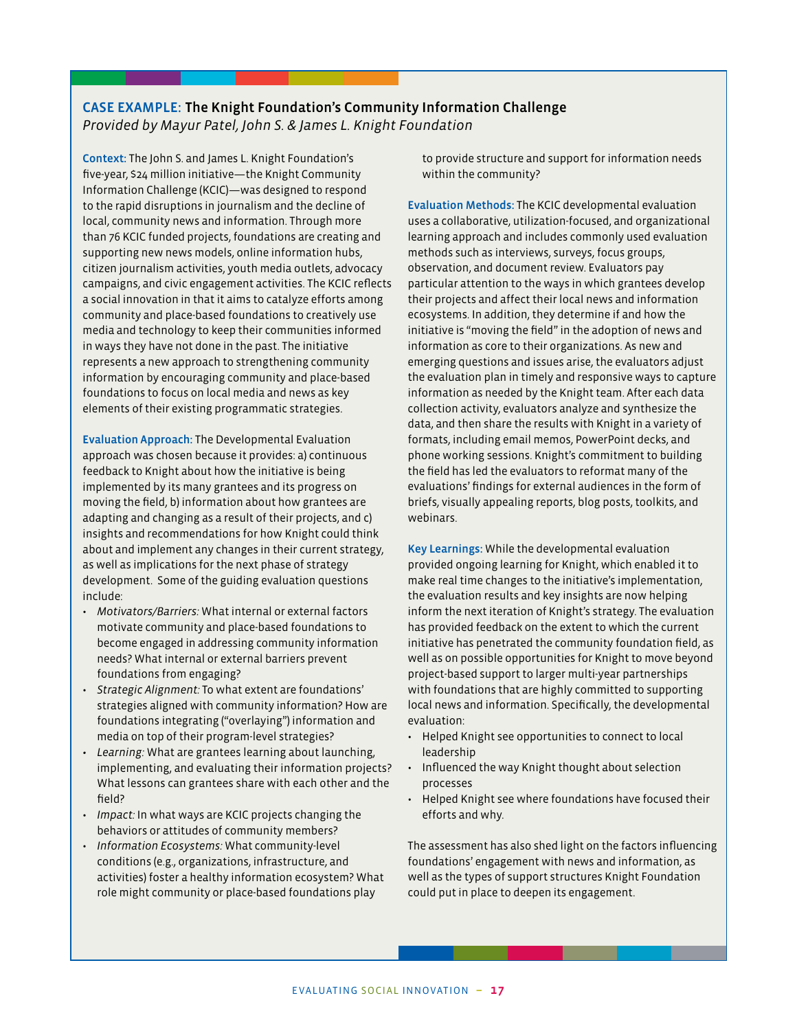## CASE EXAMPLE: The Knight Foundation's Community Information Challenge

*Provided by Mayur Patel, John S. & James L. Knight Foundation*

**Context:** The John S. and James L. Knight Foundation's five-year, $24 million initiative—the Knight Community Information Challenge (KCIC)—was designed to respond to the rapid disruptions in journalism and the decline of local, community news and information. Through more than 76 KCIC funded projects, foundations are creating and supporting new news models, online information hubs, citizen journalism activities, youth media outlets, advocacy campaigns, and civic engagement activities. The KCIC reflects a social innovation in that it aims to catalyze efforts among community and place-based foundations to creatively use media and technology to keep their communities informed in ways they have not done in the past. The initiative represents a new approach to strengthening community information by encouraging community and place-based foundations to focus on local media and news as key elements of their existing programmatic strategies.

**Evaluation Approach:** The Developmental Evaluation approach was chosen because it provides: a) continuous feedback to Knight about how the initiative is being implemented by its many grantees and its progress on moving the field, b) information about how grantees are adapting and changing as a result of their projects, and c) insights and recommendations for how Knight could think about and implement any changes in their current strategy, as well as implications for the next phase of strategy development. Some of the guiding evaluation questions include:

- *Motivators/Barriers:* What internal or external factors motivate community and place-based foundations to become engaged in addressing community information needs? What internal or external barriers prevent foundations from engaging?
- *Strategic Alignment:* To what extent are foundations' strategies aligned with community information? How are foundations integrating ("overlaying") information and media on top of their program-level strategies?
- *Learning:* What are grantees learning about launching, implementing, and evaluating their information projects? What lessons can grantees share with each other and the field?
- *Impact:* In what ways are KCIC projects changing the behaviors or attitudes of community members?
- *Information Ecosystems:* What community-level conditions (e.g., organizations, infrastructure, and activities) foster a healthy information ecosystem? What role might community or place-based foundations play to provide structure and support for information needs within the community?

**Evaluation Methods:** The KCIC developmental evaluation uses a collaborative, utilization-focused, and organizational learning approach and includes commonly used evaluation methods such as interviews, surveys, focus groups, observation, and document review. Evaluators pay particular attention to the ways in which grantees develop their projects and affect their local news and information ecosystems. In addition, they determine if and how the initiative is "moving the field" in the adoption of news and information as core to their organizations. As new and emerging questions and issues arise, the evaluators adjust the evaluation plan in timely and responsive ways to capture information as needed by the Knight team. After each data collection activity, evaluators analyze and synthesize the data, and then share the results with Knight in a variety of formats, including email memos, PowerPoint decks, and phone working sessions. Knight's commitment to building the field has led the evaluators to reformat many of the evaluations' findings for external audiences in the form of briefs, visually appealing reports, blog posts, toolkits, and webinars.

**Key Learnings:** While the developmental evaluation provided ongoing learning for Knight, which enabled it to make real time changes to the initiative's implementation, the evaluation results and key insights are now helping inform the next iteration of Knight's strategy. The evaluation has provided feedback on the extent to which the current initiative has penetrated the community foundation field, as well as on possible opportunities for Knight to move beyond project-based support to larger multi-year partnerships with foundations that are highly committed to supporting local news and information. Specifically, the developmental evaluation:

- Helped Knight see opportunities to connect to local leadership
- Influenced the way Knight thought about selection processes
- Helped Knight see where foundations have focused their efforts and why.

The assessment has also shed light on the factors influencing foundations' engagement with news and information, as well as the types of support structures Knight Foundation could put in place to deepen its engagement.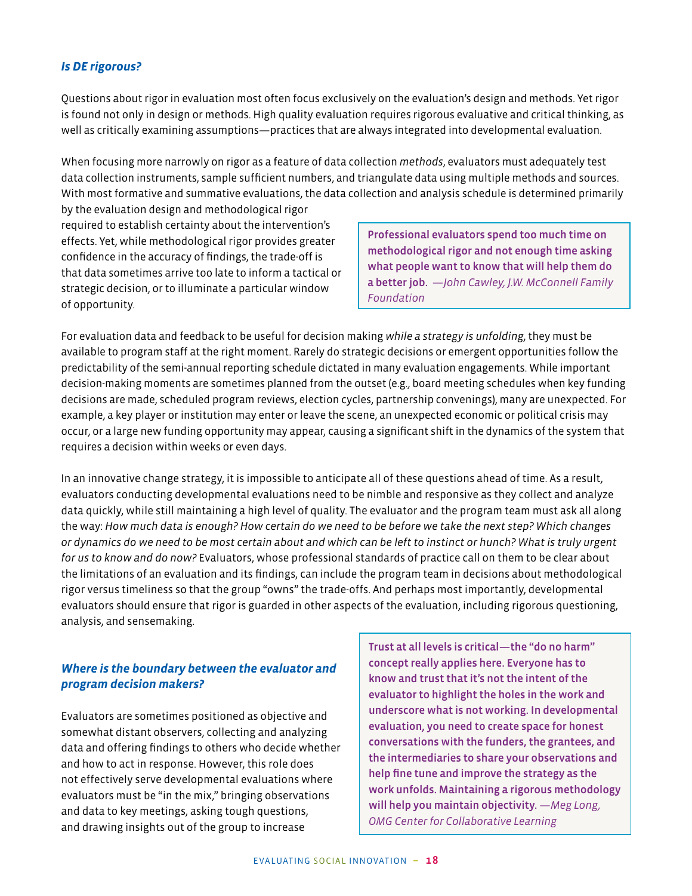### *Is DE rigorous?*

Questions about rigor in evaluation most often focus exclusively on the evaluation's design and methods. Yet rigor is found not only in design or methods. High quality evaluation requires rigorous evaluative and critical thinking, as well as critically examining assumptions—practices that are always integrated into developmental evaluation.

When focusing more narrowly on rigor as a feature of data collection *methods*, evaluators must adequately test data collection instruments, sample sufficient numbers, and triangulate data using multiple methods and sources. With most formative and summative evaluations, the data collection and analysis schedule is determined primarily by the evaluation design and methodological rigor required to establish certainty about the intervention's effects. Yet, while methodological rigor provides greater confidence in the accuracy of findings, the trade-off is that data sometimes arrive too late to inform a tactical or strategic decision, or to illuminate a particular window of opportunity.

> **Professional evaluators spend too much time on methodological rigor and not enough time asking what people want to know that will help them do a better job.** *—John Cawley, J.W. McConnell Family Foundation*

For evaluation data and feedback to be useful for decision making *while a strategy is unfolding*, they must be available to program staff at the right moment. Rarely do strategic decisions or emergent opportunities follow the predictability of the semi-annual reporting schedule dictated in many evaluation engagements. While important decision-making moments are sometimes planned from the outset (e.g., board meeting schedules when key funding decisions are made, scheduled program reviews, election cycles, partnership convenings), many are unexpected. For example, a key player or institution may enter or leave the scene, an unexpected economic or political crisis may occur, or a large new funding opportunity may appear, causing a significant shift in the dynamics of the system that requires a decision within weeks or even days.

In an innovative change strategy, it is impossible to anticipate all of these questions ahead of time. As a result, evaluators conducting developmental evaluations need to be nimble and responsive as they collect and analyze data quickly, while still maintaining a high level of quality. The evaluator and the program team must ask all along the way: *How much data is enough? How certain do we need to be before we take the next step? Which changes or dynamics do we need to be most certain about and which can be left to instinct or hunch? What is truly urgent for us to know and do now?* Evaluators, whose professional standards of practice call on them to be clear about the limitations of an evaluation and its findings, can include the program team in decisions about methodological rigor versus timeliness so that the group "owns" the trade-offs. And perhaps most importantly, developmental evaluators should ensure that rigor is guarded in other aspects of the evaluation, including rigorous questioning, analysis, and sensemaking.

### *Where is the boundary between the evaluator and program decision makers?*

Evaluators are sometimes positioned as objective and somewhat distant observers, collecting and analyzing data and offering findings to others who decide whether and how to act in response. However, this role does not effectively serve developmental evaluations where evaluators must be "in the mix," bringing observations and data to key meetings, asking tough questions, and drawing insights out of the group to increase

> **Trust at all levels is critical—the "do no harm" concept really applies here. Everyone has to know and trust that it's not the intent of the evaluator to highlight the holes in the work and underscore what is not working. In developmental evaluation, you need to create space for honest conversations with the funders, the grantees, and the intermediaries to share your observations and help fine tune and improve the strategy as the work unfolds. Maintaining a rigorous methodology will help you maintain objectivity.** *—Meg Long, OMG Center for Collaborative Learning*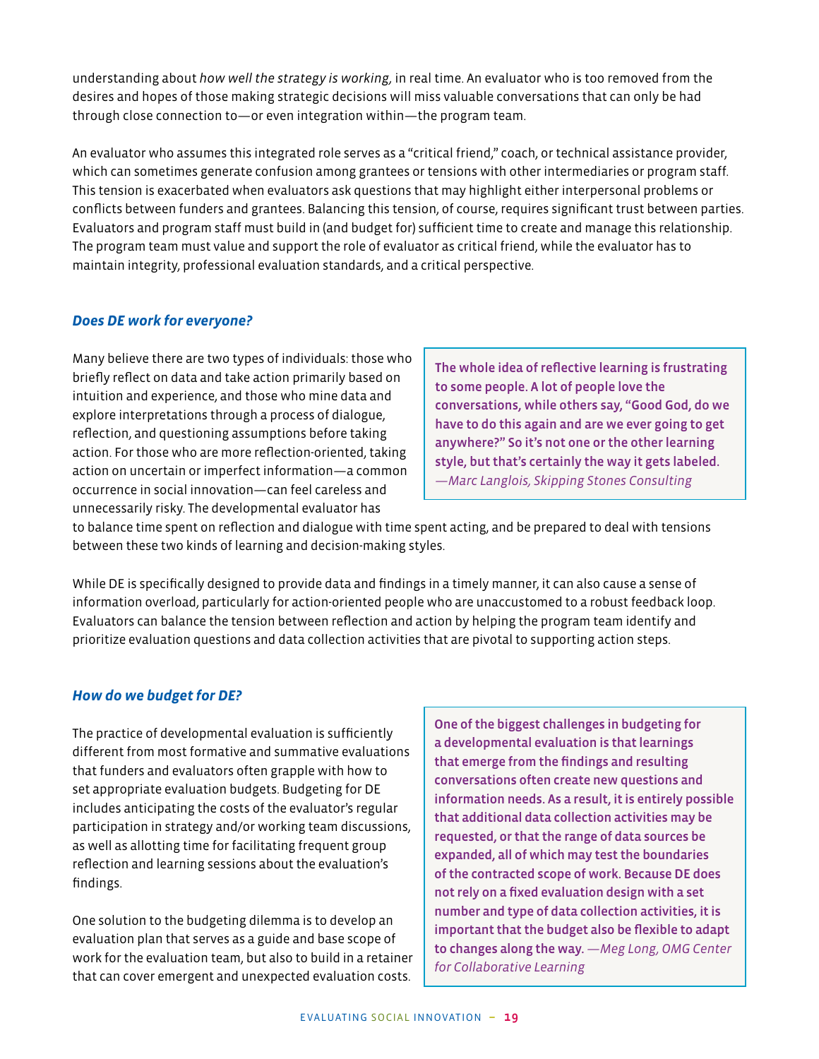understanding about *how well the strategy is working,* in real time. An evaluator who is too removed from the desires and hopes of those making strategic decisions will miss valuable conversations that can only be had through close connection to—or even integration within—the program team.

An evaluator who assumes this integrated role serves as a "critical friend," coach, or technical assistance provider, which can sometimes generate confusion among grantees or tensions with other intermediaries or program staff. This tension is exacerbated when evaluators ask questions that may highlight either interpersonal problems or conflicts between funders and grantees. Balancing this tension, of course, requires significant trust between parties. Evaluators and program staff must build in (and budget for) sufficient time to create and manage this relationship. The program team must value and support the role of evaluator as critical friend, while the evaluator has to maintain integrity, professional evaluation standards, and a critical perspective.

### *Does DE work for everyone?*

Many believe there are two types of individuals: those who briefly reflect on data and take action primarily based on intuition and experience, and those who mine data and explore interpretations through a process of dialogue, reflection, and questioning assumptions before taking action. For those who are more reflection-oriented, taking action on uncertain or imperfect information—a common occurrence in social innovation—can feel careless and unnecessarily risky. The developmental evaluator has to balance time spent on reflection and dialogue with time spent acting, and be prepared to deal with tensions between these two kinds of learning and decision-making styles.

> **The whole idea of reflective learning is frustrating to some people. A lot of people love the conversations, while others say, "Good God, do we have to do this again and are we ever going to get anywhere?" So it's not one or the other learning style, but that's certainly the way it gets labeled.** *—Marc Langlois, Skipping Stones Consulting*

While DE is specifically designed to provide data and findings in a timely manner, it can also cause a sense of information overload, particularly for action-oriented people who are unaccustomed to a robust feedback loop. Evaluators can balance the tension between reflection and action by helping the program team identify and prioritize evaluation questions and data collection activities that are pivotal to supporting action steps.

### *How do we budget for DE?*

The practice of developmental evaluation is sufficiently different from most formative and summative evaluations that funders and evaluators often grapple with how to set appropriate evaluation budgets. Budgeting for DE includes anticipating the costs of the evaluator's regular participation in strategy and/or working team discussions, as well as allotting time for facilitating frequent group reflection and learning sessions about the evaluation's findings.

One solution to the budgeting dilemma is to develop an evaluation plan that serves as a guide and base scope of work for the evaluation team, but also to build in a retainer that can cover emergent and unexpected evaluation costs.

> **One of the biggest challenges in budgeting for a developmental evaluation is that learnings that emerge from the findings and resulting conversations often create new questions and information needs. As a result, it is entirely possible that additional data collection activities may be requested, or that the range of data sources be expanded, all of which may test the boundaries of the contracted scope of work. Because DE does not rely on a fixed evaluation design with a set number and type of data collection activities, it is important that the budget also be flexible to adapt to changes along the way.** *—Meg Long, OMG Center for Collaborative Learning*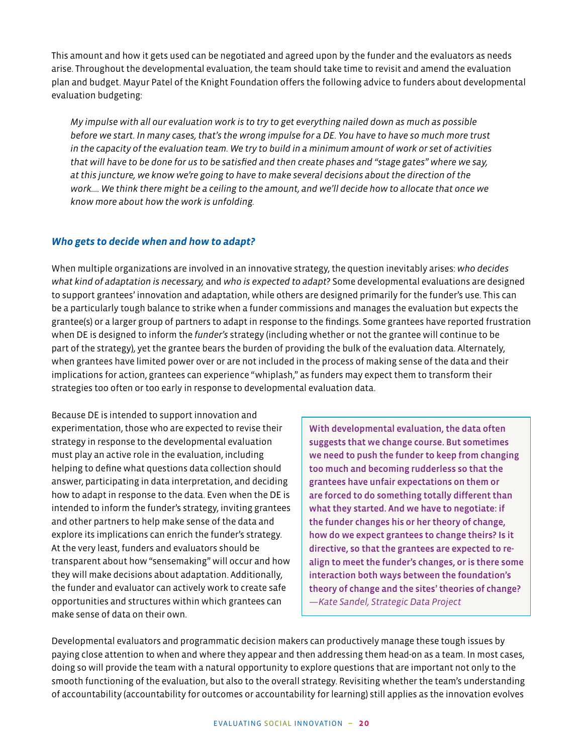This amount and how it gets used can be negotiated and agreed upon by the funder and the evaluators as needs arise. Throughout the developmental evaluation, the team should take time to revisit and amend the evaluation plan and budget. Mayur Patel of the Knight Foundation offers the following advice to funders about developmental evaluation budgeting:

> *My impulse with all our evaluation work is to try to get everything nailed down as much as possible before we start. In many cases, that's the wrong impulse for a DE. You have to have so much more trust in the capacity of the evaluation team. We try to build in a minimum amount of work or set of activities that will have to be done for us to be satisfied and then create phases and "stage gates" where we say, at this juncture, we know we're going to have to make several decisions about the direction of the work.... We think there might be a ceiling to the amount, and we'll decide how to allocate that once we know more about how the work is unfolding.*

### *Who gets to decide when and how to adapt?*

When multiple organizations are involved in an innovative strategy, the question inevitably arises: *who decides what kind of adaptation is necessary,* and *who is expected to adapt*? Some developmental evaluations are designed to support grantees' innovation and adaptation, while others are designed primarily for the funder's use. This can be a particularly tough balance to strike when a funder commissions and manages the evaluation but expects the grantee(s) or a larger group of partners to adapt in response to the findings. Some grantees have reported frustration when DE is designed to inform the *funder's* strategy (including whether or not the grantee will continue to be part of the strategy), yet the grantee bears the burden of providing the bulk of the evaluation data. Alternately, when grantees have limited power over or are not included in the process of making sense of the data and their implications for action, grantees can experience "whiplash," as funders may expect them to transform their strategies too often or too early in response to developmental evaluation data.

Because DE is intended to support innovation and experimentation, those who are expected to revise their strategy in response to the developmental evaluation must play an active role in the evaluation, including helping to define what questions data collection should answer, participating in data interpretation, and deciding how to adapt in response to the data. Even when the DE is intended to inform the funder's strategy, inviting grantees and other partners to help make sense of the data and explore its implications can enrich the funder's strategy. At the very least, funders and evaluators should be transparent about how "sensemaking" will occur and how they will make decisions about adaptation. Additionally, the funder and evaluator can actively work to create safe opportunities and structures within which grantees can make sense of data on their own.

> **With developmental evaluation, the data often suggests that we change course. But sometimes we need to push the funder to keep from changing too much and becoming rudderless so that the grantees have unfair expectations on them or are forced to do something totally different than what they started. And we have to negotiate: if the funder changes his or her theory of change, how do we expect grantees to change theirs? Is it directive, so that the grantees are expected to re-align to meet the funder's changes, or is there some interaction both ways between the foundation's theory of change and the sites' theories of change?**
> *—Kate Sandel, Strategic Data Project*

Developmental evaluators and programmatic decision makers can productively manage these tough issues by paying close attention to when and where they appear and then addressing them head-on as a team. In most cases, doing so will provide the team with a natural opportunity to explore questions that are important not only to the smooth functioning of the evaluation, but also to the overall strategy. Revisiting whether the team's understanding of accountability (accountability for outcomes or accountability for learning) still applies as the innovation evolves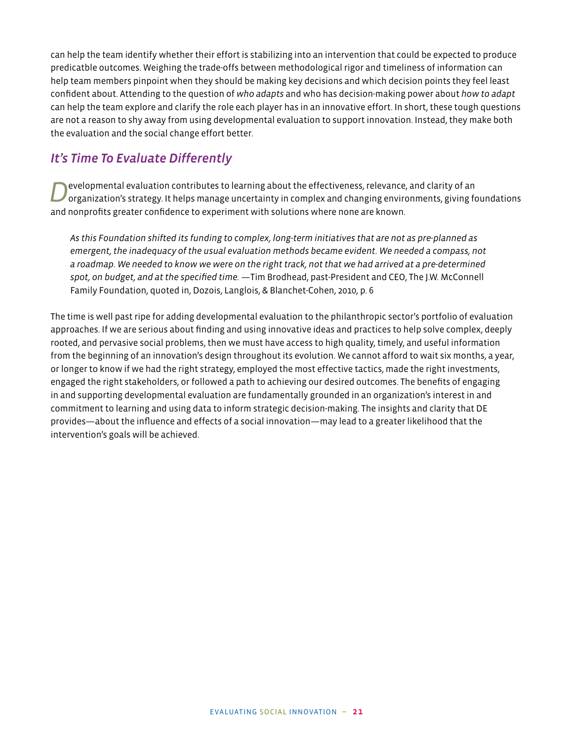can help the team identify whether their effort is stabilizing into an intervention that could be expected to produce predicatble outcomes. Weighing the trade-offs between methodological rigor and timeliness of information can help team members pinpoint when they should be making key decisions and which decision points they feel least confident about. Attending to the question of *who adapts* and who has decision-making power about *how to adapt* can help the team explore and clarify the role each player has in an innovative effort. In short, these tough questions are not a reason to shy away from using developmental evaluation to support innovation. Instead, they make both the evaluation and the social change effort better.

## *It's Time To Evaluate Differently*

Developmental evaluation contributes to learning about the effectiveness, relevance, and clarity of an organization's strategy. It helps manage uncertainty in complex and changing environments, giving foundations and nonprofits greater confidence to experiment with solutions where none are known.

> *As this Foundation shifted its funding to complex, long-term initiatives that are not as pre-planned as emergent, the inadequacy of the usual evaluation methods became evident. We needed a compass, not a roadmap. We needed to know we were on the right track, not that we had arrived at a pre-determined spot, on budget, and at the specified time.* —Tim Brodhead, past-President and CEO, The J.W. McConnell Family Foundation, quoted in, Dozois, Langlois, & Blanchet-Cohen, 2010, p. 6

The time is well past ripe for adding developmental evaluation to the philanthropic sector's portfolio of evaluation approaches. If we are serious about finding and using innovative ideas and practices to help solve complex, deeply rooted, and pervasive social problems, then we must have access to high quality, timely, and useful information from the beginning of an innovation's design throughout its evolution. We cannot afford to wait six months, a year, or longer to know if we had the right strategy, employed the most effective tactics, made the right investments, engaged the right stakeholders, or followed a path to achieving our desired outcomes. The benefits of engaging in and supporting developmental evaluation are fundamentally grounded in an organization's interest in and commitment to learning and using data to inform strategic decision-making. The insights and clarity that DE provides—about the influence and effects of a social innovation—may lead to a greater likelihood that the intervention's goals will be achieved.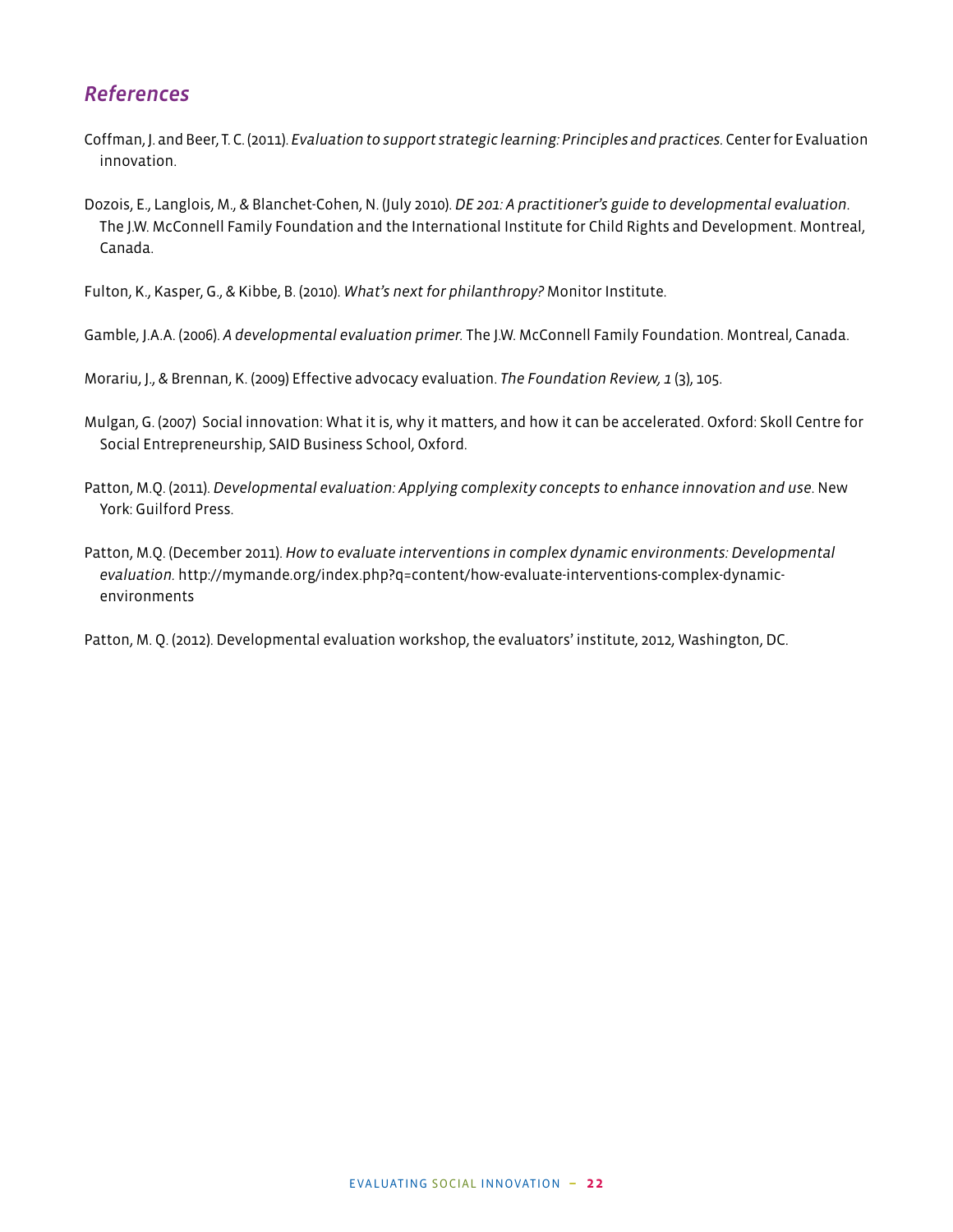## *References*

Coffman, J. and Beer, T. C. (2011). *Evaluation to support strategic learning: Principles and practices.* Center for Evaluation innovation.

Dozois, E., Langlois, M., & Blanchet-Cohen, N. (July 2010). *DE 201: A practitioner's guide to developmental evaluation.* The J.W. McConnell Family Foundation and the International Institute for Child Rights and Development. Montreal, Canada.

Fulton, K., Kasper, G., & Kibbe, B. (2010). *What's next for philanthropy?* Monitor Institute.

Gamble, J.A.A. (2006). *A developmental evaluation primer.* The J.W. McConnell Family Foundation. Montreal, Canada.

Morariu, J., & Brennan, K. (2009) Effective advocacy evaluation. *The Foundation Review, 1* (3), 105.

Mulgan, G. (2007) Social innovation: What it is, why it matters, and how it can be accelerated. Oxford: Skoll Centre for Social Entrepreneurship, SAID Business School, Oxford.

Patton, M.Q. (2011). *Developmental evaluation: Applying complexity concepts to enhance innovation and use.* New York: Guilford Press.

Patton, M.Q. (December 2011). *How to evaluate interventions in complex dynamic environments: Developmental evaluation.* http://mymande.org/index.php?q=content/how-evaluate-interventions-complex-dynamic-environments

Patton, M. Q. (2012). Developmental evaluation workshop, the evaluators' institute, 2012, Washington, DC.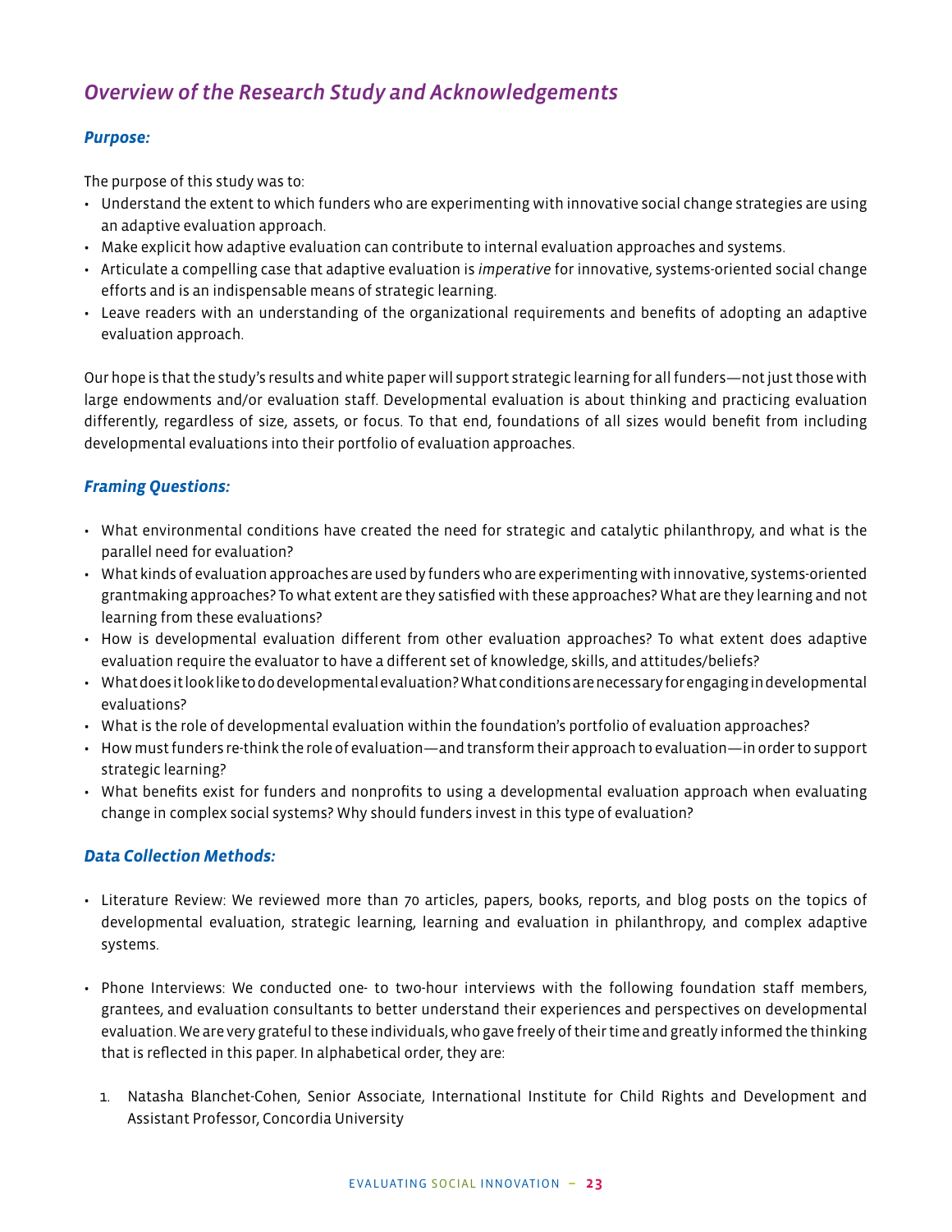## *Overview of the Research Study and Acknowledgements*

### *Purpose:*

The purpose of this study was to:

- Understand the extent to which funders who are experimenting with innovative social change strategies are using an adaptive evaluation approach.
- Make explicit how adaptive evaluation can contribute to internal evaluation approaches and systems.
- Articulate a compelling case that adaptive evaluation is *imperative* for innovative, systems-oriented social change efforts and is an indispensable means of strategic learning.
- Leave readers with an understanding of the organizational requirements and benefits of adopting an adaptive evaluation approach.

Our hope is that the study's results and white paper will support strategic learning for all funders—not just those with large endowments and/or evaluation staff. Developmental evaluation is about thinking and practicing evaluation differently, regardless of size, assets, or focus. To that end, foundations of all sizes would benefit from including developmental evaluations into their portfolio of evaluation approaches.

### *Framing Questions:*

- What environmental conditions have created the need for strategic and catalytic philanthropy, and what is the parallel need for evaluation?
- What kinds of evaluation approaches are used by funders who are experimenting with innovative, systems-oriented grantmaking approaches? To what extent are they satisfied with these approaches? What are they learning and not learning from these evaluations?
- How is developmental evaluation different from other evaluation approaches? To what extent does adaptive evaluation require the evaluator to have a different set of knowledge, skills, and attitudes/beliefs?
- What does it look like to do developmental evaluation? What conditions are necessary for engaging in developmental evaluations?
- What is the role of developmental evaluation within the foundation's portfolio of evaluation approaches?
- How must funders re-think the role of evaluation—and transform their approach to evaluation—in order to support strategic learning?
- What benefits exist for funders and nonprofits to using a developmental evaluation approach when evaluating change in complex social systems? Why should funders invest in this type of evaluation?

### *Data Collection Methods:*

- Literature Review: We reviewed more than 70 articles, papers, books, reports, and blog posts on the topics of developmental evaluation, strategic learning, learning and evaluation in philanthropy, and complex adaptive systems.

- Phone Interviews: We conducted one- to two-hour interviews with the following foundation staff members, grantees, and evaluation consultants to better understand their experiences and perspectives on developmental evaluation. We are very grateful to these individuals, who gave freely of their time and greatly informed the thinking that is reflected in this paper. In alphabetical order, they are:

    1. Natasha Blanchet-Cohen, Senior Associate, International Institute for Child Rights and Development and Assistant Professor, Concordia University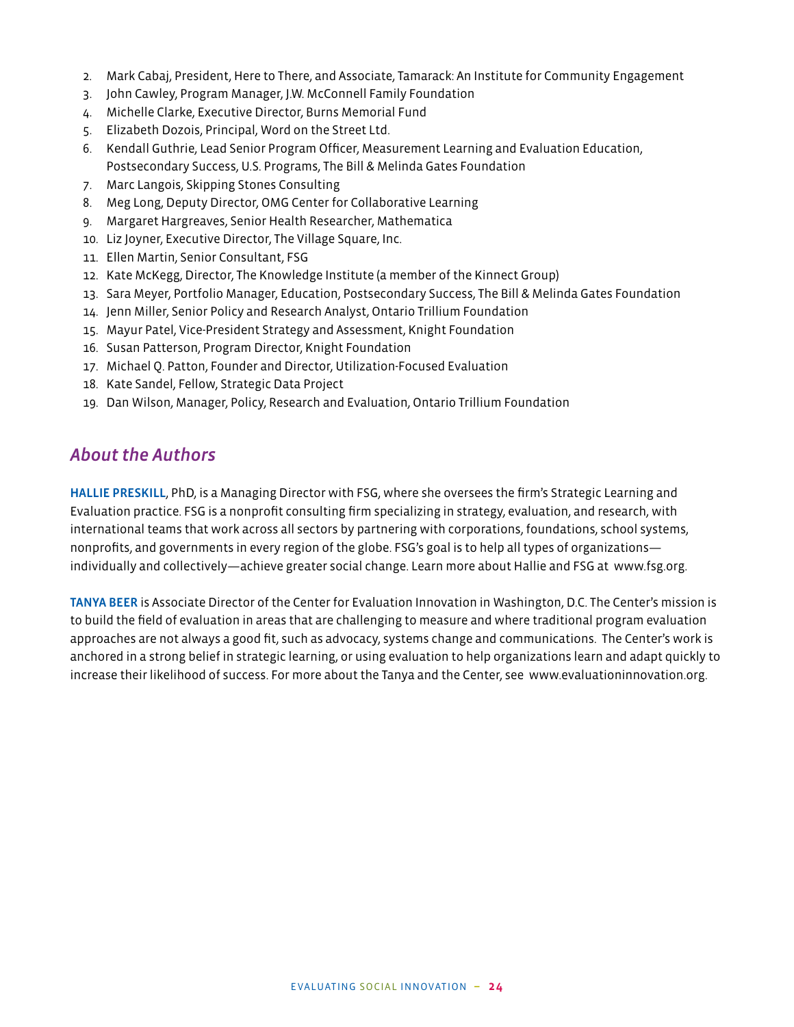2. Mark Cabaj, President, Here to There, and Associate, Tamarack: An Institute for Community Engagement
3. John Cawley, Program Manager, J.W. McConnell Family Foundation
4. Michelle Clarke, Executive Director, Burns Memorial Fund
5. Elizabeth Dozois, Principal, Word on the Street Ltd.
6. Kendall Guthrie, Lead Senior Program Officer, Measurement Learning and Evaluation Education, Postsecondary Success, U.S. Programs, The Bill & Melinda Gates Foundation
7. Marc Langois, Skipping Stones Consulting
8. Meg Long, Deputy Director, OMG Center for Collaborative Learning
9. Margaret Hargreaves, Senior Health Researcher, Mathematica
10. Liz Joyner, Executive Director, The Village Square, Inc.
11. Ellen Martin, Senior Consultant, FSG
12. Kate McKegg, Director, The Knowledge Institute (a member of the Kinnect Group)
13. Sara Meyer, Portfolio Manager, Education, Postsecondary Success, The Bill & Melinda Gates Foundation
14. Jenn Miller, Senior Policy and Research Analyst, Ontario Trillium Foundation
15. Mayur Patel, Vice-President Strategy and Assessment, Knight Foundation
16. Susan Patterson, Program Director, Knight Foundation
17. Michael Q. Patton, Founder and Director, Utilization-Focused Evaluation
18. Kate Sandel, Fellow, Strategic Data Project
19. Dan Wilson, Manager, Policy, Research and Evaluation, Ontario Trillium Foundation

## *About the Authors*

**HALLIE PRESKILL**, PhD, is a Managing Director with FSG, where she oversees the firm's Strategic Learning and Evaluation practice. FSG is a nonprofit consulting firm specializing in strategy, evaluation, and research, with international teams that work across all sectors by partnering with corporations, foundations, school systems, nonprofits, and governments in every region of the globe. FSG's goal is to help all types of organizations—individually and collectively—achieve greater social change. Learn more about Hallie and FSG at www.fsg.org.

**TANYA BEER** is Associate Director of the Center for Evaluation Innovation in Washington, D.C. The Center's mission is to build the field of evaluation in areas that are challenging to measure and where traditional program evaluation approaches are not always a good fit, such as advocacy, systems change and communications. The Center's work is anchored in a strong belief in strategic learning, or using evaluation to help organizations learn and adapt quickly to increase their likelihood of success. For more about the Tanya and the Center, see www.evaluationinnovation.org.